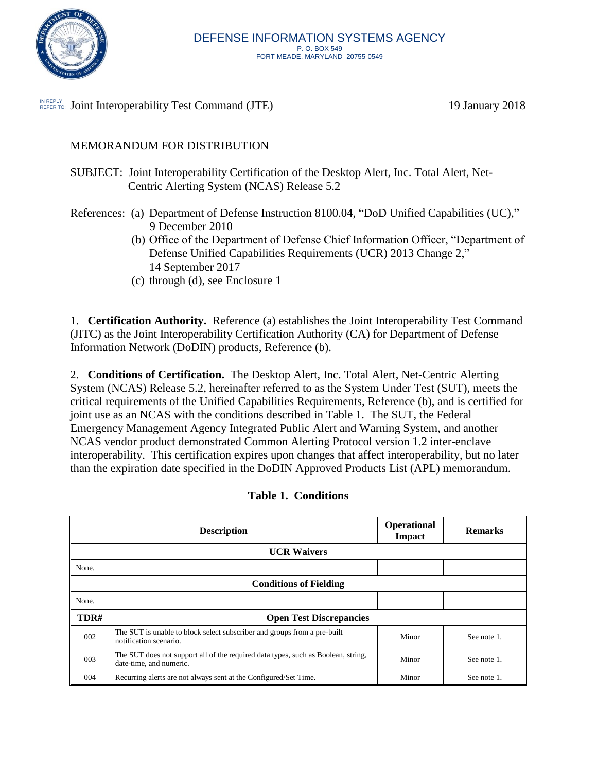DEFENSE INFORMATION SYSTEMS AGENCY
P. O. BOX 549
FORT MEADE, MARYLAND 20755-0549

IN REPLY REFER TO: Joint Interoperability Test Command (JTE) 19 January 2018

MEMORANDUM FOR DISTRIBUTION

SUBJECT: Joint Interoperability Certification of the Desktop Alert, Inc. Total Alert, Net-Centric Alerting System (NCAS) Release 5.2

References: (a) Department of Defense Instruction 8100.04, "DoD Unified Capabilities (UC)," 9 December 2010
(b) Office of the Department of Defense Chief Information Officer, "Department of Defense Unified Capabilities Requirements (UCR) 2013 Change 2," 14 September 2017
(c) through (d), see Enclosure 1

1. **Certification Authority.** Reference (a) establishes the Joint Interoperability Test Command (JITC) as the Joint Interoperability Certification Authority (CA) for Department of Defense Information Network (DoDIN) products, Reference (b).

2. **Conditions of Certification.** The Desktop Alert, Inc. Total Alert, Net-Centric Alerting System (NCAS) Release 5.2, hereinafter referred to as the System Under Test (SUT), meets the critical requirements of the Unified Capabilities Requirements, Reference (b), and is certified for joint use as an NCAS with the conditions described in Table 1. The SUT, the Federal Emergency Management Agency Integrated Public Alert and Warning System, and another NCAS vendor product demonstrated Common Alerting Protocol version 1.2 inter-enclave interoperability. This certification expires upon changes that affect interoperability, but no later than the expiration date specified in the DoDIN Approved Products List (APL) memorandum.

**Table 1. Conditions**

| Description | | Operational Impact | Remarks |
|---|---|---|---|
| **UCR Waivers** | | | |
| None. | | | |
| **Conditions of Fielding** | | | |
| None. | | | |
| **TDR#** | **Open Test Discrepancies** | | |
| 002 | The SUT is unable to block select subscriber and groups from a pre-built notification scenario. | Minor | See note 1. |
| 003 | The SUT does not support all of the required data types, such as Boolean, string, date-time, and numeric. | Minor | See note 1. |
| 004 | Recurring alerts are not always sent at the Configured/Set Time. | Minor | See note 1. |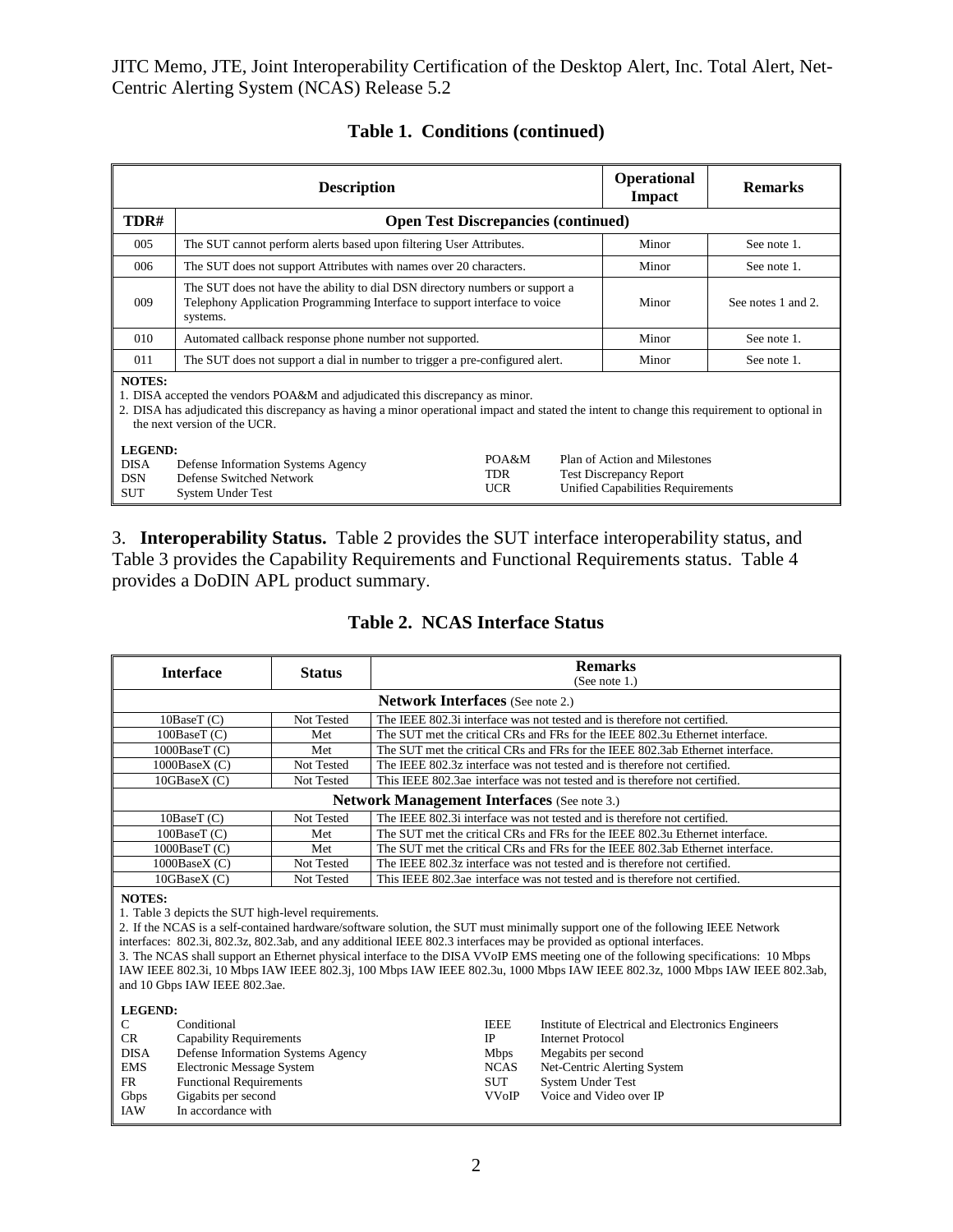## Table 1. Conditions (continued)

| Description | | Operational Impact | Remarks |
|---|---|---|---|
| **TDR#** | **Open Test Discrepancies (continued)** | | |
| 005 | The SUT cannot perform alerts based upon filtering User Attributes. | Minor | See note 1. |
| 006 | The SUT does not support Attributes with names over 20 characters. | Minor | See note 1. |
| 009 | The SUT does not have the ability to dial DSN directory numbers or support a Telephony Application Programming Interface to support interface to voice systems. | Minor | See notes 1 and 2. |
| 010 | Automated callback response phone number not supported. | Minor | See note 1. |
| 011 | The SUT does not support a dial in number to trigger a pre-configured alert. | Minor | See note 1. |

**NOTES:**
1. DISA accepted the vendors POA&M and adjudicated this discrepancy as minor.
2. DISA has adjudicated this discrepancy as having a minor operational impact and stated the intent to change this requirement to optional in the next version of the UCR.

**LEGEND:**
DISA Defense Information Systems Agency
DSN Defense Switched Network
SUT System Under Test
POA&M Plan of Action and Milestones
TDR Test Discrepancy Report
UCR Unified Capabilities Requirements

3. **Interoperability Status.** Table 2 provides the SUT interface interoperability status, and Table 3 provides the Capability Requirements and Functional Requirements status. Table 4 provides a DoDIN APL product summary.

## Table 2. NCAS Interface Status

| Interface | Status | Remarks (See note 1.) |
|---|---|---|
| **Network Interfaces** (See note 2.) | | |
| 10BaseT (C) | Not Tested | The IEEE 802.3i interface was not tested and is therefore not certified. |
| 100BaseT (C) | Met | The SUT met the critical CRs and FRs for the IEEE 802.3u Ethernet interface. |
| 1000BaseT (C) | Met | The SUT met the critical CRs and FRs for the IEEE 802.3ab Ethernet interface. |
| 1000BaseX (C) | Not Tested | The IEEE 802.3z interface was not tested and is therefore not certified. |
| 10GBaseX (C) | Not Tested | This IEEE 802.3ae interface was not tested and is therefore not certified. |
| **Network Management Interfaces** (See note 3.) | | |
| 10BaseT (C) | Not Tested | The IEEE 802.3i interface was not tested and is therefore not certified. |
| 100BaseT (C) | Met | The SUT met the critical CRs and FRs for the IEEE 802.3u Ethernet interface. |
| 1000BaseT (C) | Met | The SUT met the critical CRs and FRs for the IEEE 802.3ab Ethernet interface. |
| 1000BaseX (C) | Not Tested | The IEEE 802.3z interface was not tested and is therefore not certified. |
| 10GBaseX (C) | Not Tested | This IEEE 802.3ae interface was not tested and is therefore not certified. |

**NOTES:**
1. Table 3 depicts the SUT high-level requirements.
2. If the NCAS is a self-contained hardware/software solution, the SUT must minimally support one of the following IEEE Network interfaces: 802.3i, 802.3z, 802.3ab, and any additional IEEE 802.3 interfaces may be provided as optional interfaces.
3. The NCAS shall support an Ethernet physical interface to the DISA VVoIP EMS meeting one of the following specifications: 10 Mbps IAW IEEE 802.3i, 10 Mbps IAW IEEE 802.3j, 100 Mbps IAW IEEE 802.3u, 1000 Mbps IAW IEEE 802.3z, 1000 Mbps IAW IEEE 802.3ab, and 10 Gbps IAW IEEE 802.3ae.

**LEGEND:**
C Conditional
CR Capability Requirements
DISA Defense Information Systems Agency
EMS Electronic Message System
FR Functional Requirements
Gbps Gigabits per second
IAW In accordance with
IEEE Institute of Electrical and Electronics Engineers
IP Internet Protocol
Mbps Megabits per second
NCAS Net-Centric Alerting System
SUT System Under Test
VVoIP Voice and Video over IP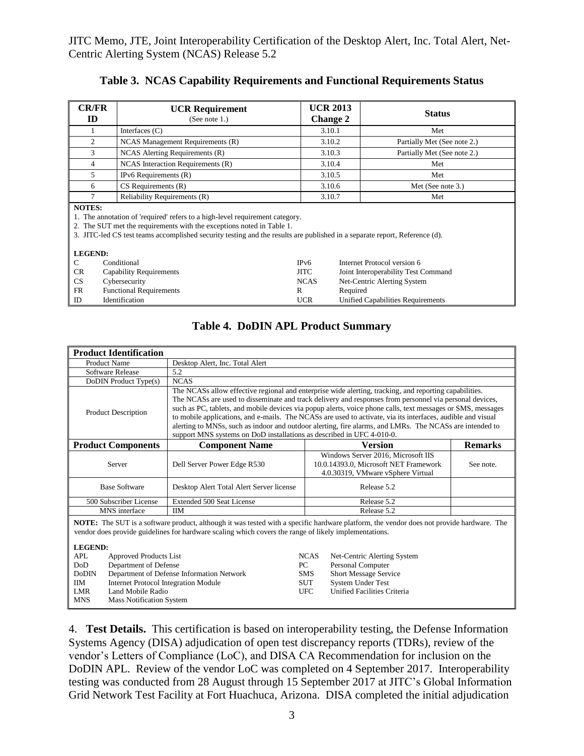**Table 3. NCAS Capability Requirements and Functional Requirements Status**

| CR/FR ID | UCR Requirement (See note 1.) | UCR 2013 Change 2 | Status |
|---|---|---|---|
| 1 | Interfaces (C) | 3.10.1 | Met |
| 2 | NCAS Management Requirements (R) | 3.10.2 | Partially Met (See note 2.) |
| 3 | NCAS Alerting Requirements (R) | 3.10.3 | Partially Met (See note 2.) |
| 4 | NCAS Interaction Requirements (R) | 3.10.4 | Met |
| 5 | IPv6 Requirements (R) | 3.10.5 | Met |
| 6 | CS Requirements (R) | 3.10.6 | Met (See note 3.) |
| 7 | Reliability Requirements (R) | 3.10.7 | Met |

**NOTES:**
1. The annotation of 'required' refers to a high-level requirement category.
2. The SUT met the requirements with the exceptions noted in Table 1.
3. JITC-led CS test teams accomplished security testing and the results are published in a separate report, Reference (d).

**LEGEND:**

| | | | |
|---|---|---|---|
| C | Conditional | IPv6 | Internet Protocol version 6 |
| CR | Capability Requirements | JITC | Joint Interoperability Test Command |
| CS | Cybersecurity | NCAS | Net-Centric Alerting System |
| FR | Functional Requirements | R | Required |
| ID | Identification | UCR | Unified Capabilities Requirements |

**Table 4. DoDIN APL Product Summary**

| **Product Identification** | | | |
|---|---|---|---|
| Product Name | Desktop Alert, Inc. Total Alert | | |
| Software Release | 5.2 | | |
| DoDIN Product Type(s) | NCAS | | |
| Product Description | The NCASs allow effective regional and enterprise wide alerting, tracking, and reporting capabilities. The NCASs are used to disseminate and track delivery and responses from personnel via personal devices, such as PC, tablets, and mobile devices via popup alerts, voice phone calls, text messages or SMS, messages to mobile applications, and e-mails. The NCASs are used to activate, via its interfaces, audible and visual alerting to MNSs, such as indoor and outdoor alerting, fire alarms, and LMRs. The NCASs are intended to support MNS systems on DoD installations as described in UFC 4-010-0. | | |
| **Product Components** | **Component Name** | **Version** | **Remarks** |
| Server | Dell Server Power Edge R530 | Windows Server 2016, Microsoft IIS 10.0.14393.0, Microsoft NET Framework 4.0.30319, VMware vSphere Virtual | See note. |
| Base Software | Desktop Alert Total Alert Server license | Release 5.2 | |
| 500 Subscriber License | Extended 500 Seat License | Release 5.2 | |
| MNS interface | IIM | Release 5.2 | |

**NOTE:** The SUT is a software product, although it was tested with a specific hardware platform, the vendor does not provide hardware. The vendor does provide guidelines for hardware scaling which covers the range of likely implementations.

**LEGEND:**

| | | | |
|---|---|---|---|
| APL | Approved Products List | NCAS | Net-Centric Alerting System |
| DoD | Department of Defense | PC | Personal Computer |
| DoDIN | Department of Defense Information Network | SMS | Short Message Service |
| IIM | Internet Protocol Integration Module | SUT | System Under Test |
| LMR | Land Mobile Radio | UFC | Unified Facilities Criteria |
| MNS | Mass Notification System | | |

4. **Test Details.** This certification is based on interoperability testing, the Defense Information Systems Agency (DISA) adjudication of open test discrepancy reports (TDRs), review of the vendor's Letters of Compliance (LoC), and DISA CA Recommendation for inclusion on the DoDIN APL. Review of the vendor LoC was completed on 4 September 2017. Interoperability testing was conducted from 28 August through 15 September 2017 at JITC's Global Information Grid Network Test Facility at Fort Huachuca, Arizona. DISA completed the initial adjudication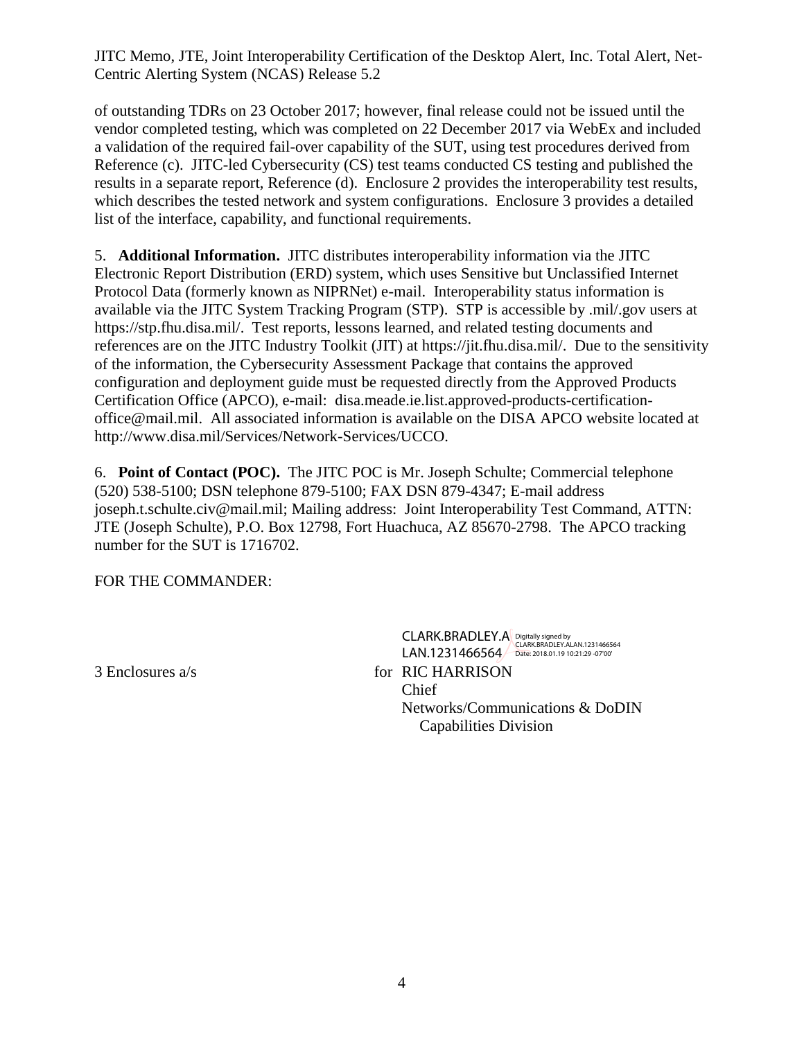of outstanding TDRs on 23 October 2017; however, final release could not be issued until the vendor completed testing, which was completed on 22 December 2017 via WebEx and included a validation of the required fail-over capability of the SUT, using test procedures derived from Reference (c). JITC-led Cybersecurity (CS) test teams conducted CS testing and published the results in a separate report, Reference (d). Enclosure 2 provides the interoperability test results, which describes the tested network and system configurations. Enclosure 3 provides a detailed list of the interface, capability, and functional requirements.

5. **Additional Information.** JITC distributes interoperability information via the JITC Electronic Report Distribution (ERD) system, which uses Sensitive but Unclassified Internet Protocol Data (formerly known as NIPRNet) e-mail. Interoperability status information is available via the JITC System Tracking Program (STP). STP is accessible by .mil/.gov users at https://stp.fhu.disa.mil/. Test reports, lessons learned, and related testing documents and references are on the JITC Industry Toolkit (JIT) at https://jit.fhu.disa.mil/. Due to the sensitivity of the information, the Cybersecurity Assessment Package that contains the approved configuration and deployment guide must be requested directly from the Approved Products Certification Office (APCO), e-mail: disa.meade.ie.list.approved-products-certification-office@mail.mil. All associated information is available on the DISA APCO website located at http://www.disa.mil/Services/Network-Services/UCCO.

6. **Point of Contact (POC).** The JITC POC is Mr. Joseph Schulte; Commercial telephone (520) 538-5100; DSN telephone 879-5100; FAX DSN 879-4347; E-mail address joseph.t.schulte.civ@mail.mil; Mailing address: Joint Interoperability Test Command, ATTN: JTE (Joseph Schulte), P.O. Box 12798, Fort Huachuca, AZ 85670-2798. The APCO tracking number for the SUT is 1716702.

FOR THE COMMANDER:

CLARK.BRADLEY.ALAN.1231466564 Digitally signed by CLARK.BRADLEY.ALAN.1231466564 Date: 2018.01.19 10:21:29 -07'00'

3 Enclosures a/s

for RIC HARRISON
Chief
Networks/Communications & DoDIN Capabilities Division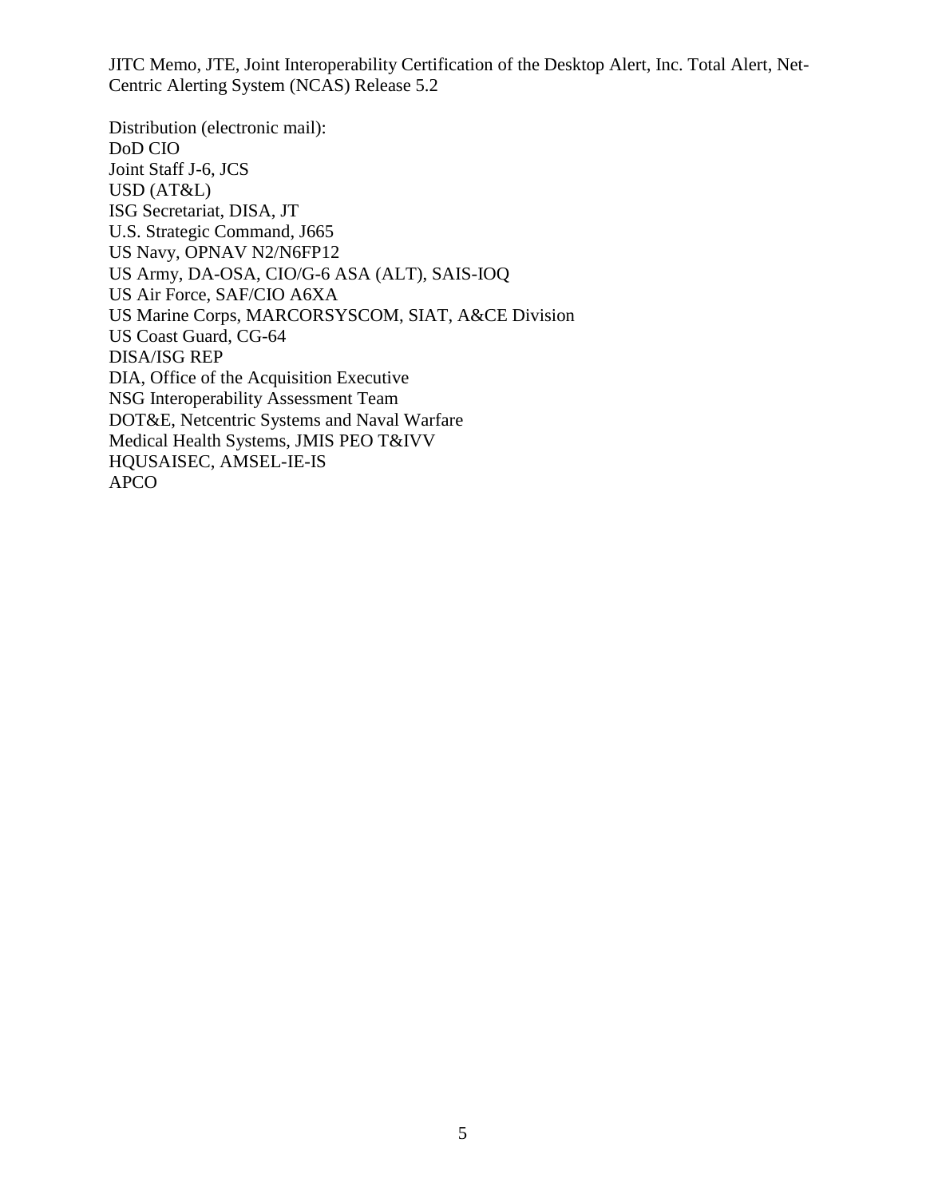Distribution (electronic mail):
DoD CIO
Joint Staff J-6, JCS
USD (AT&L)
ISG Secretariat, DISA, JT
U.S. Strategic Command, J665
US Navy, OPNAV N2/N6FP12
US Army, DA-OSA, CIO/G-6 ASA (ALT), SAIS-IOQ
US Air Force, SAF/CIO A6XA
US Marine Corps, MARCORSYSCOM, SIAT, A&CE Division
US Coast Guard, CG-64
DISA/ISG REP
DIA, Office of the Acquisition Executive
NSG Interoperability Assessment Team
DOT&E, Netcentric Systems and Naval Warfare
Medical Health Systems, JMIS PEO T&IVV
HQUSAISEC, AMSEL-IE-IS
APCO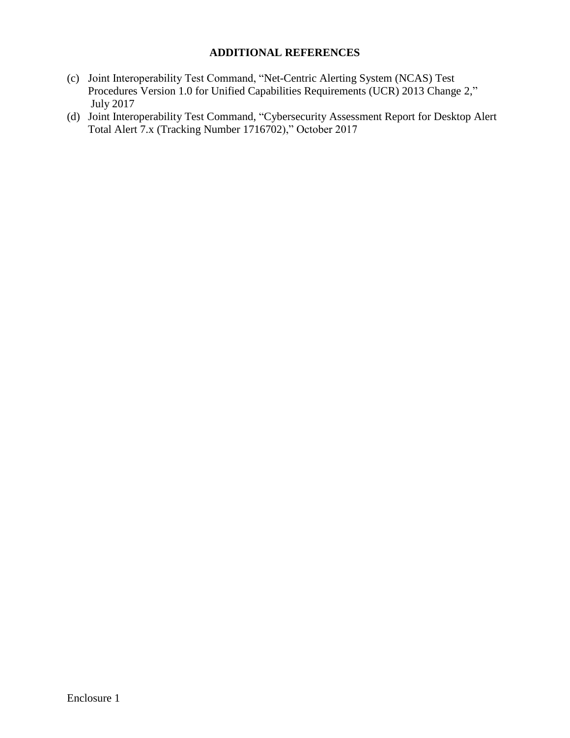## ADDITIONAL REFERENCES

(c) Joint Interoperability Test Command, "Net-Centric Alerting System (NCAS) Test Procedures Version 1.0 for Unified Capabilities Requirements (UCR) 2013 Change 2," July 2017

(d) Joint Interoperability Test Command, "Cybersecurity Assessment Report for Desktop Alert Total Alert 7.x (Tracking Number 1716702)," October 2017

Enclosure 1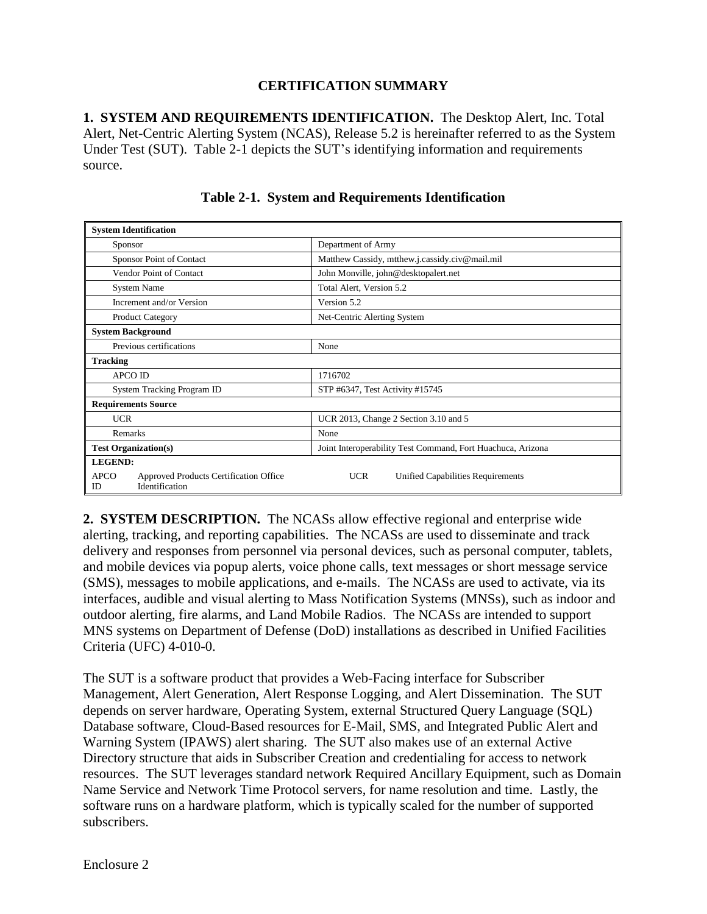# CERTIFICATION SUMMARY

**1. SYSTEM AND REQUIREMENTS IDENTIFICATION.** The Desktop Alert, Inc. Total Alert, Net-Centric Alerting System (NCAS), Release 5.2 is hereinafter referred to as the System Under Test (SUT). Table 2-1 depicts the SUT's identifying information and requirements source.

**Table 2-1. System and Requirements Identification**

| **System Identification** | |
|---|---|
| Sponsor | Department of Army |
| Sponsor Point of Contact | Matthew Cassidy, mtthew.j.cassidy.civ@mail.mil |
| Vendor Point of Contact | John Monville, john@desktopalert.net |
| System Name | Total Alert, Version 5.2 |
| Increment and/or Version | Version 5.2 |
| Product Category | Net-Centric Alerting System |
| **System Background** | |
| Previous certifications | None |
| **Tracking** | |
| APCO ID | 1716702 |
| System Tracking Program ID | STP #6347, Test Activity #15745 |
| **Requirements Source** | |
| UCR | UCR 2013, Change 2 Section 3.10 and 5 |
| Remarks | None |
| **Test Organization(s)** | Joint Interoperability Test Command, Fort Huachuca, Arizona |
| **LEGEND:** | |
| APCO ID — Approved Products Certification Office Identification | UCR — Unified Capabilities Requirements |

**2. SYSTEM DESCRIPTION.** The NCASs allow effective regional and enterprise wide alerting, tracking, and reporting capabilities. The NCASs are used to disseminate and track delivery and responses from personnel via personal devices, such as personal computer, tablets, and mobile devices via popup alerts, voice phone calls, text messages or short message service (SMS), messages to mobile applications, and e-mails. The NCASs are used to activate, via its interfaces, audible and visual alerting to Mass Notification Systems (MNSs), such as indoor and outdoor alerting, fire alarms, and Land Mobile Radios. The NCASs are intended to support MNS systems on Department of Defense (DoD) installations as described in Unified Facilities Criteria (UFC) 4-010-0.

The SUT is a software product that provides a Web-Facing interface for Subscriber Management, Alert Generation, Alert Response Logging, and Alert Dissemination. The SUT depends on server hardware, Operating System, external Structured Query Language (SQL) Database software, Cloud-Based resources for E-Mail, SMS, and Integrated Public Alert and Warning System (IPAWS) alert sharing. The SUT also makes use of an external Active Directory structure that aids in Subscriber Creation and credentialing for access to network resources. The SUT leverages standard network Required Ancillary Equipment, such as Domain Name Service and Network Time Protocol servers, for name resolution and time. Lastly, the software runs on a hardware platform, which is typically scaled for the number of supported subscribers.

Enclosure 2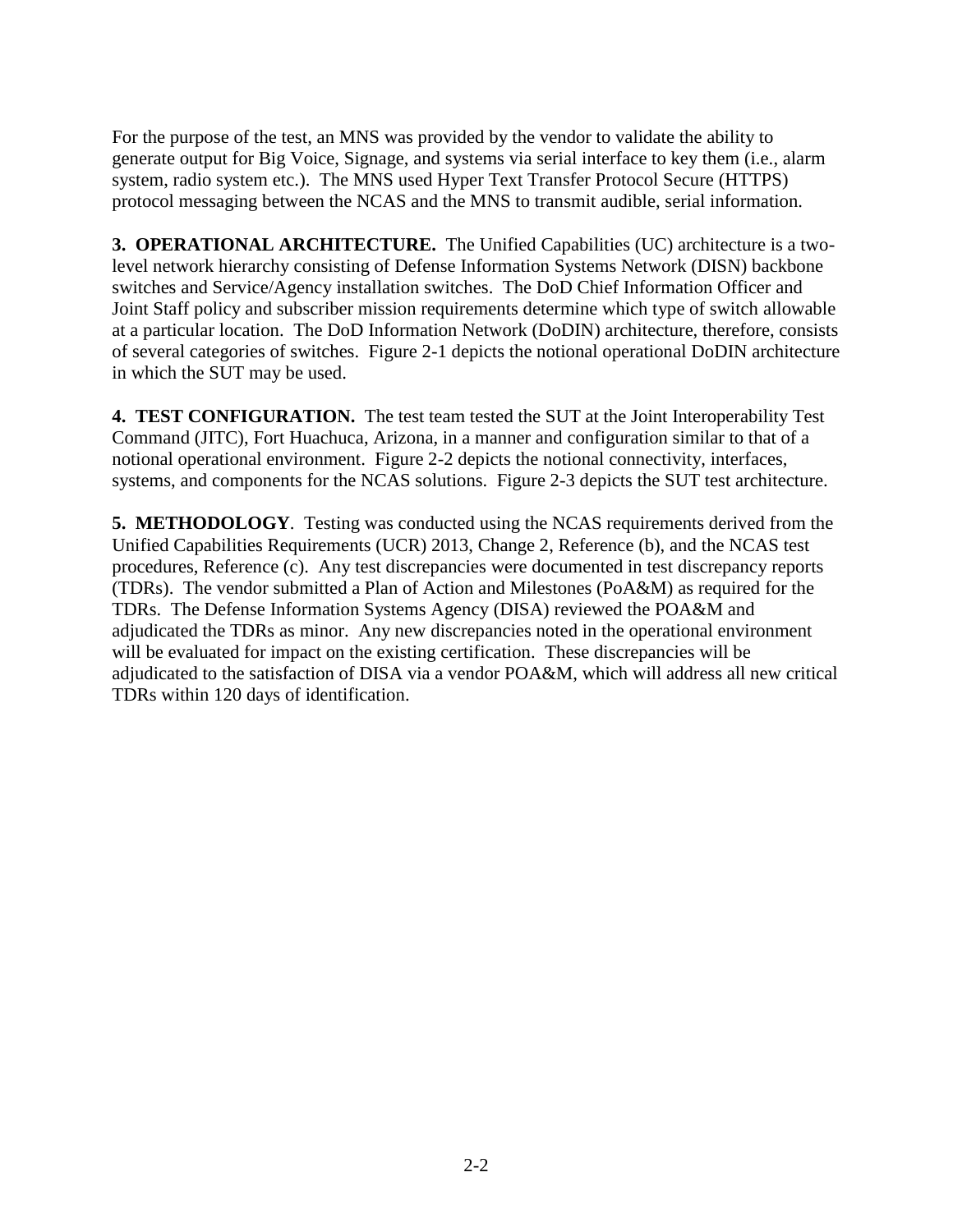For the purpose of the test, an MNS was provided by the vendor to validate the ability to generate output for Big Voice, Signage, and systems via serial interface to key them (i.e., alarm system, radio system etc.). The MNS used Hyper Text Transfer Protocol Secure (HTTPS) protocol messaging between the NCAS and the MNS to transmit audible, serial information.

**3. OPERATIONAL ARCHITECTURE.** The Unified Capabilities (UC) architecture is a two-level network hierarchy consisting of Defense Information Systems Network (DISN) backbone switches and Service/Agency installation switches. The DoD Chief Information Officer and Joint Staff policy and subscriber mission requirements determine which type of switch allowable at a particular location. The DoD Information Network (DoDIN) architecture, therefore, consists of several categories of switches. Figure 2-1 depicts the notional operational DoDIN architecture in which the SUT may be used.

**4. TEST CONFIGURATION.** The test team tested the SUT at the Joint Interoperability Test Command (JITC), Fort Huachuca, Arizona, in a manner and configuration similar to that of a notional operational environment. Figure 2-2 depicts the notional connectivity, interfaces, systems, and components for the NCAS solutions. Figure 2-3 depicts the SUT test architecture.

**5. METHODOLOGY**. Testing was conducted using the NCAS requirements derived from the Unified Capabilities Requirements (UCR) 2013, Change 2, Reference (b), and the NCAS test procedures, Reference (c). Any test discrepancies were documented in test discrepancy reports (TDRs). The vendor submitted a Plan of Action and Milestones (PoA&M) as required for the TDRs. The Defense Information Systems Agency (DISA) reviewed the POA&M and adjudicated the TDRs as minor. Any new discrepancies noted in the operational environment will be evaluated for impact on the existing certification. These discrepancies will be adjudicated to the satisfaction of DISA via a vendor POA&M, which will address all new critical TDRs within 120 days of identification.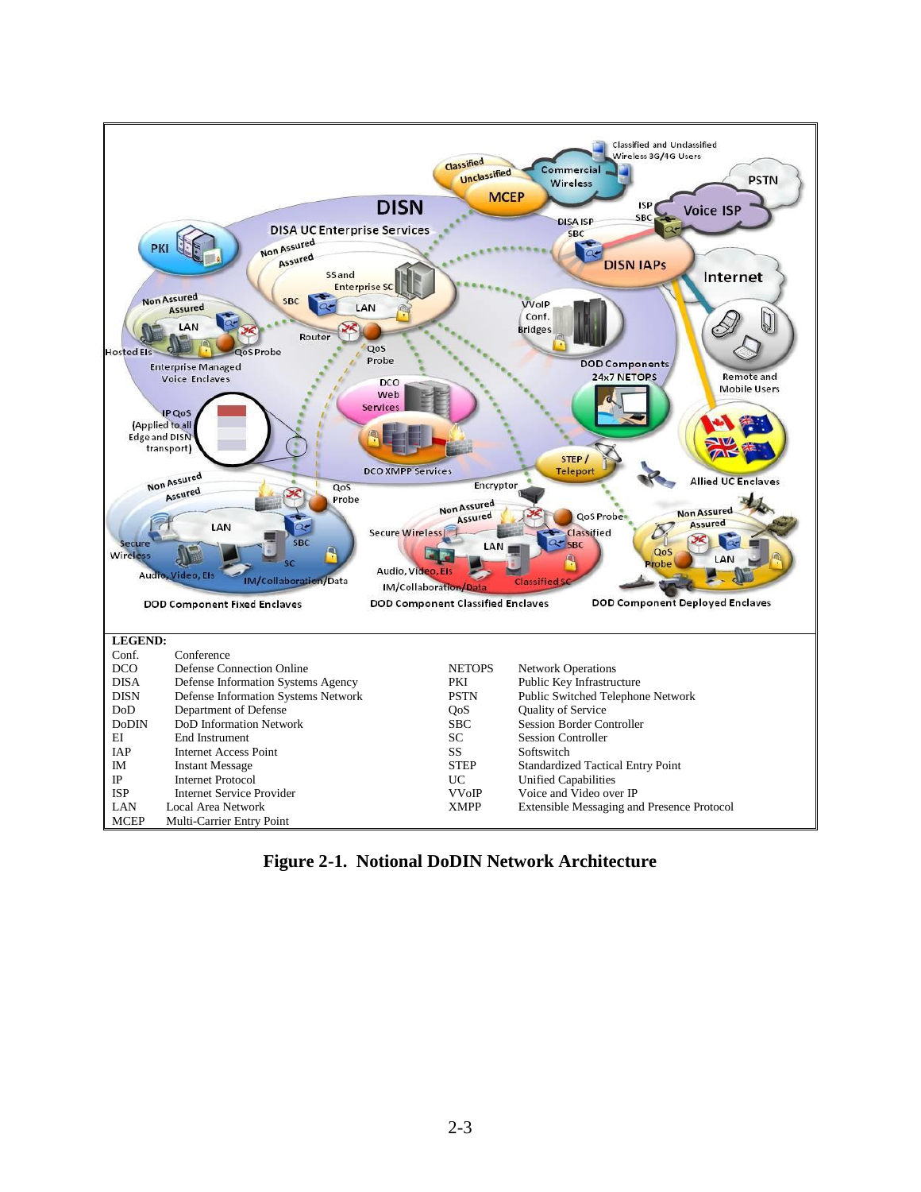**LEGEND:**

| Abbreviation | Definition | Abbreviation | Definition |
|---|---|---|---|
| Conf. | Conference | | |
| DCO | Defense Connection Online | NETOPS | Network Operations |
| DISA | Defense Information Systems Agency | PKI | Public Key Infrastructure |
| DISN | Defense Information Systems Network | PSTN | Public Switched Telephone Network |
| DoD | Department of Defense | QoS | Quality of Service |
| DoDIN | DoD Information Network | SBC | Session Border Controller |
| EI | End Instrument | SC | Session Controller |
| IAP | Internet Access Point | SS | Softswitch |
| IM | Instant Message | STEP | Standardized Tactical Entry Point |
| IP | Internet Protocol | UC | Unified Capabilities |
| ISP | Internet Service Provider | VVoIP | Voice and Video over IP |
| LAN | Local Area Network | XMPP | Extensible Messaging and Presence Protocol |
| MCEP | Multi-Carrier Entry Point | | |

**Figure 2-1. Notional DoDIN Network Architecture**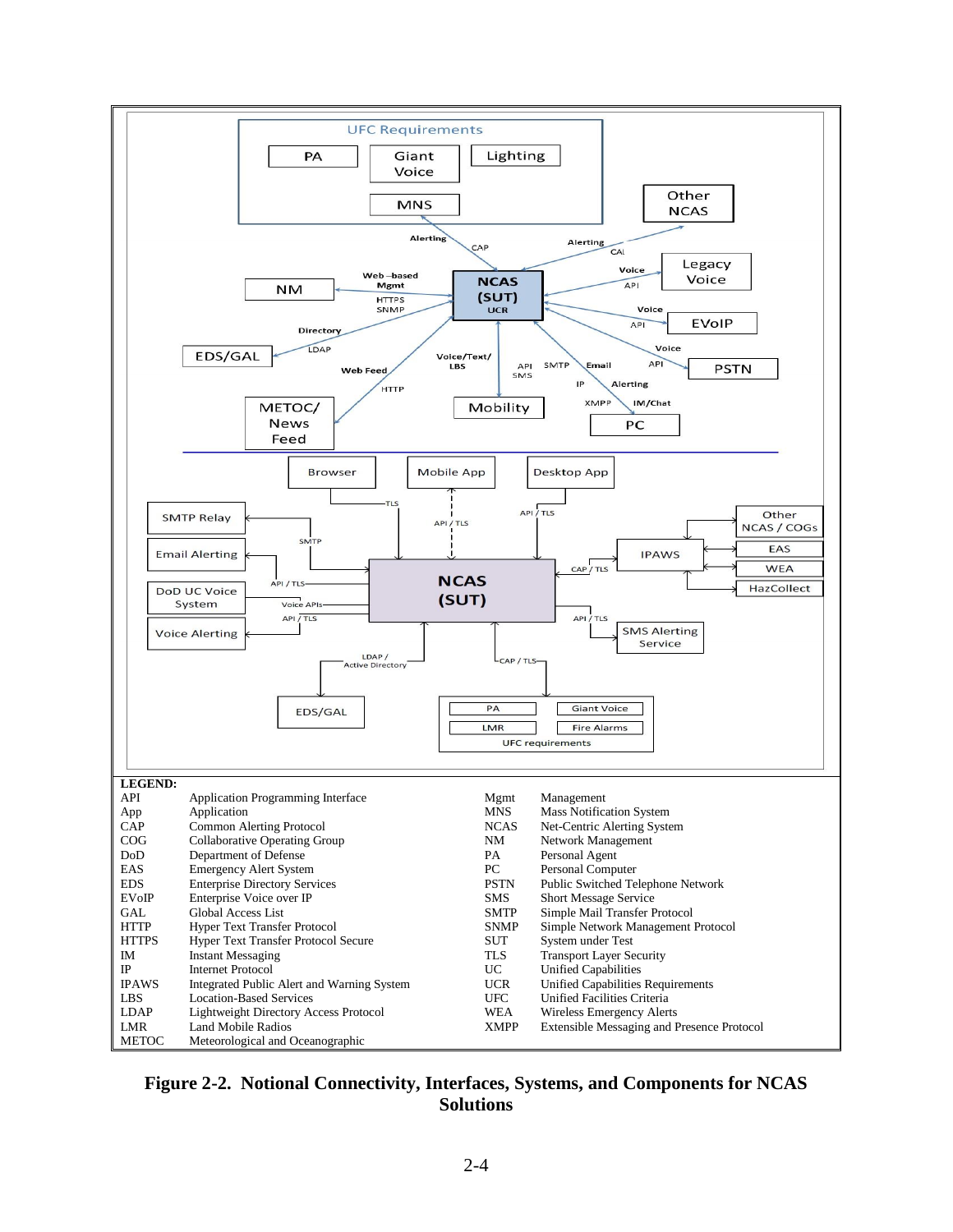UFC Requirements

PA | Giant Voice | Lighting | MNS

Other NCAS

NM | NCAS (SUT) UCR | Legacy Voice | EVoIP | PSTN | EDS/GAL | METOC/ News Feed | Mobility | PC

Alerting CAP | Alerting CAP | Voice API | Voice API | Voice API | Web-based Mgmt HTTPS SNMP | Directory LDAP | Web Feed HTTP | Voice/Text/ LBS | API SMS | SMTP | Email | IP | Alerting | XMPP | IM/Chat

Browser | Mobile App | Desktop App

TLS | API / TLS | API / TLS

SMTP Relay | Email Alerting | DoD UC Voice System | Voice Alerting

SMTP | API / TLS | Voice APIs | API / TLS

NCAS (SUT)

CAP / TLS | IPAWS | Other NCAS / COGs | EAS | WEA | HazCollect

API / TLS | SMS Alerting Service

LDAP / Active Directory | EDS/GAL

CAP / TLS | PA | Giant Voice | LMR | Fire Alarms | UFC requirements

**LEGEND:**

| | | | |
|---|---|---|---|
| API | Application Programming Interface | Mgmt | Management |
| App | Application | MNS | Mass Notification System |
| CAP | Common Alerting Protocol | NCAS | Net-Centric Alerting System |
| COG | Collaborative Operating Group | NM | Network Management |
| DoD | Department of Defense | PA | Personal Agent |
| EAS | Emergency Alert System | PC | Personal Computer |
| EDS | Enterprise Directory Services | PSTN | Public Switched Telephone Network |
| EVoIP | Enterprise Voice over IP | SMS | Short Message Service |
| GAL | Global Access List | SMTP | Simple Mail Transfer Protocol |
| HTTP | Hyper Text Transfer Protocol | SNMP | Simple Network Management Protocol |
| HTTPS | Hyper Text Transfer Protocol Secure | SUT | System under Test |
| IM | Instant Messaging | TLS | Transport Layer Security |
| IP | Internet Protocol | UC | Unified Capabilities |
| IPAWS | Integrated Public Alert and Warning System | UCR | Unified Capabilities Requirements |
| LBS | Location-Based Services | UFC | Unified Facilities Criteria |
| LDAP | Lightweight Directory Access Protocol | WEA | Wireless Emergency Alerts |
| LMR | Land Mobile Radios | XMPP | Extensible Messaging and Presence Protocol |
| METOC | Meteorological and Oceanographic | | |

**Figure 2-2. Notional Connectivity, Interfaces, Systems, and Components for NCAS Solutions**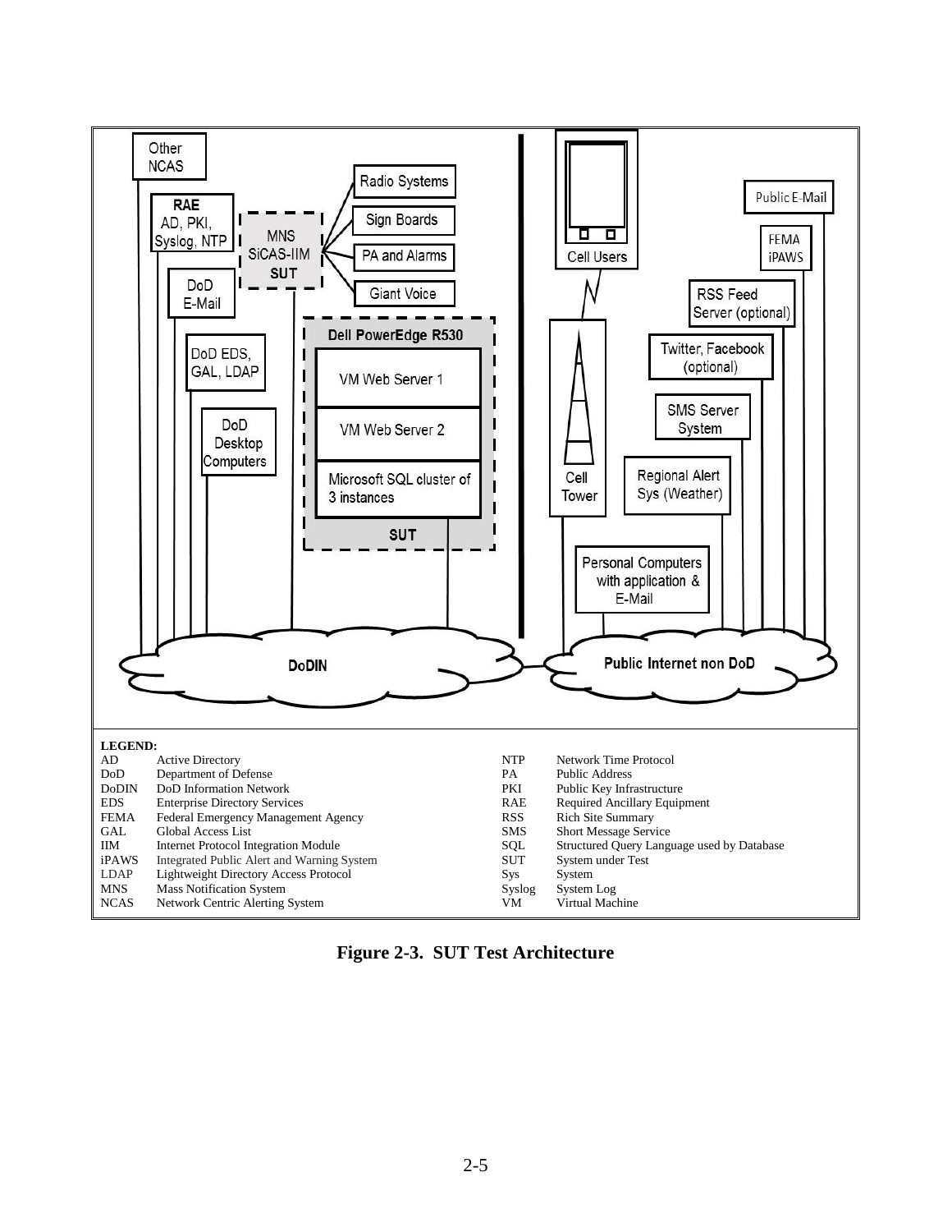**LEGEND:**

| | | | |
|---|---|---|---|
| AD | Active Directory | NTP | Network Time Protocol |
| DoD | Department of Defense | PA | Public Address |
| DoDIN | DoD Information Network | PKI | Public Key Infrastructure |
| EDS | Enterprise Directory Services | RAE | Required Ancillary Equipment |
| FEMA | Federal Emergency Management Agency | RSS | Rich Site Summary |
| GAL | Global Access List | SMS | Short Message Service |
| IIM | Internet Protocol Integration Module | SQL | Structured Query Language used by Database |
| iPAWS | Integrated Public Alert and Warning System | SUT | System under Test |
| LDAP | Lightweight Directory Access Protocol | Sys | System |
| MNS | Mass Notification System | Syslog | System Log |
| NCAS | Network Centric Alerting System | VM | Virtual Machine |

**Figure 2-3. SUT Test Architecture**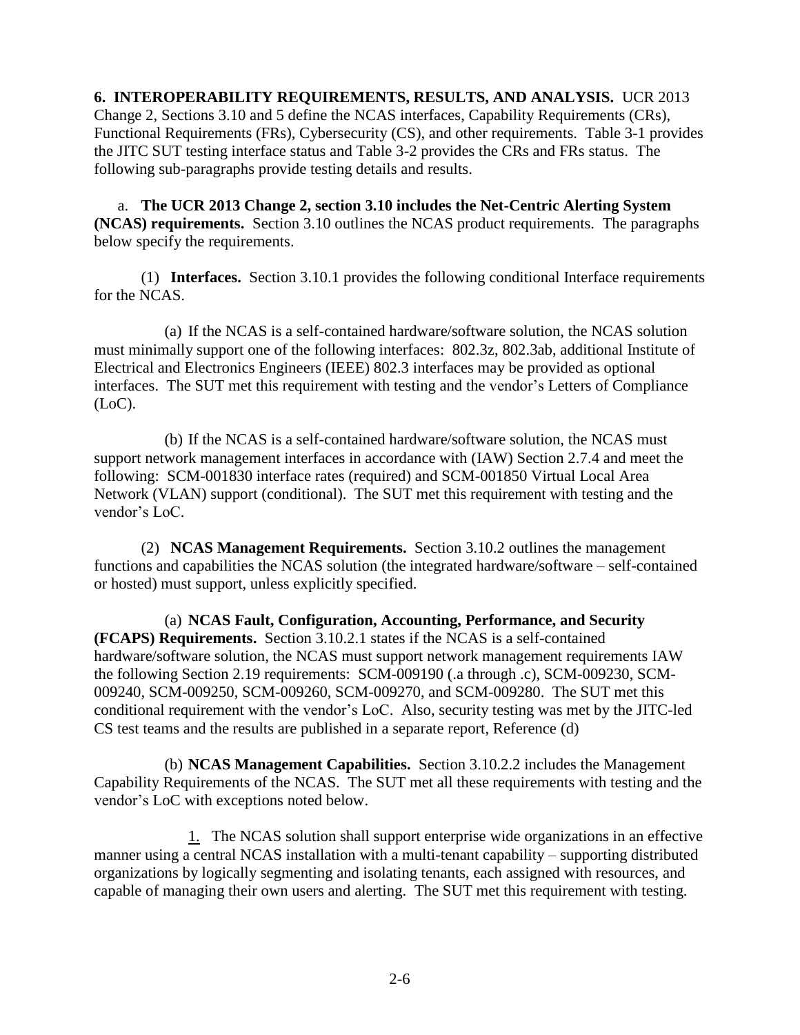**6. INTEROPERABILITY REQUIREMENTS, RESULTS, AND ANALYSIS.** UCR 2013 Change 2, Sections 3.10 and 5 define the NCAS interfaces, Capability Requirements (CRs), Functional Requirements (FRs), Cybersecurity (CS), and other requirements. Table 3-1 provides the JITC SUT testing interface status and Table 3-2 provides the CRs and FRs status. The following sub-paragraphs provide testing details and results.

a. **The UCR 2013 Change 2, section 3.10 includes the Net-Centric Alerting System (NCAS) requirements.** Section 3.10 outlines the NCAS product requirements. The paragraphs below specify the requirements.

(1) **Interfaces.** Section 3.10.1 provides the following conditional Interface requirements for the NCAS.

(a) If the NCAS is a self-contained hardware/software solution, the NCAS solution must minimally support one of the following interfaces: 802.3z, 802.3ab, additional Institute of Electrical and Electronics Engineers (IEEE) 802.3 interfaces may be provided as optional interfaces. The SUT met this requirement with testing and the vendor's Letters of Compliance (LoC).

(b) If the NCAS is a self-contained hardware/software solution, the NCAS must support network management interfaces in accordance with (IAW) Section 2.7.4 and meet the following: SCM-001830 interface rates (required) and SCM-001850 Virtual Local Area Network (VLAN) support (conditional). The SUT met this requirement with testing and the vendor's LoC.

(2) **NCAS Management Requirements.** Section 3.10.2 outlines the management functions and capabilities the NCAS solution (the integrated hardware/software – self-contained or hosted) must support, unless explicitly specified.

(a) **NCAS Fault, Configuration, Accounting, Performance, and Security (FCAPS) Requirements.** Section 3.10.2.1 states if the NCAS is a self-contained hardware/software solution, the NCAS must support network management requirements IAW the following Section 2.19 requirements: SCM-009190 (.a through .c), SCM-009230, SCM-009240, SCM-009250, SCM-009260, SCM-009270, and SCM-009280. The SUT met this conditional requirement with the vendor's LoC. Also, security testing was met by the JITC-led CS test teams and the results are published in a separate report, Reference (d)

(b) **NCAS Management Capabilities.** Section 3.10.2.2 includes the Management Capability Requirements of the NCAS. The SUT met all these requirements with testing and the vendor's LoC with exceptions noted below.

1. The NCAS solution shall support enterprise wide organizations in an effective manner using a central NCAS installation with a multi-tenant capability – supporting distributed organizations by logically segmenting and isolating tenants, each assigned with resources, and capable of managing their own users and alerting. The SUT met this requirement with testing.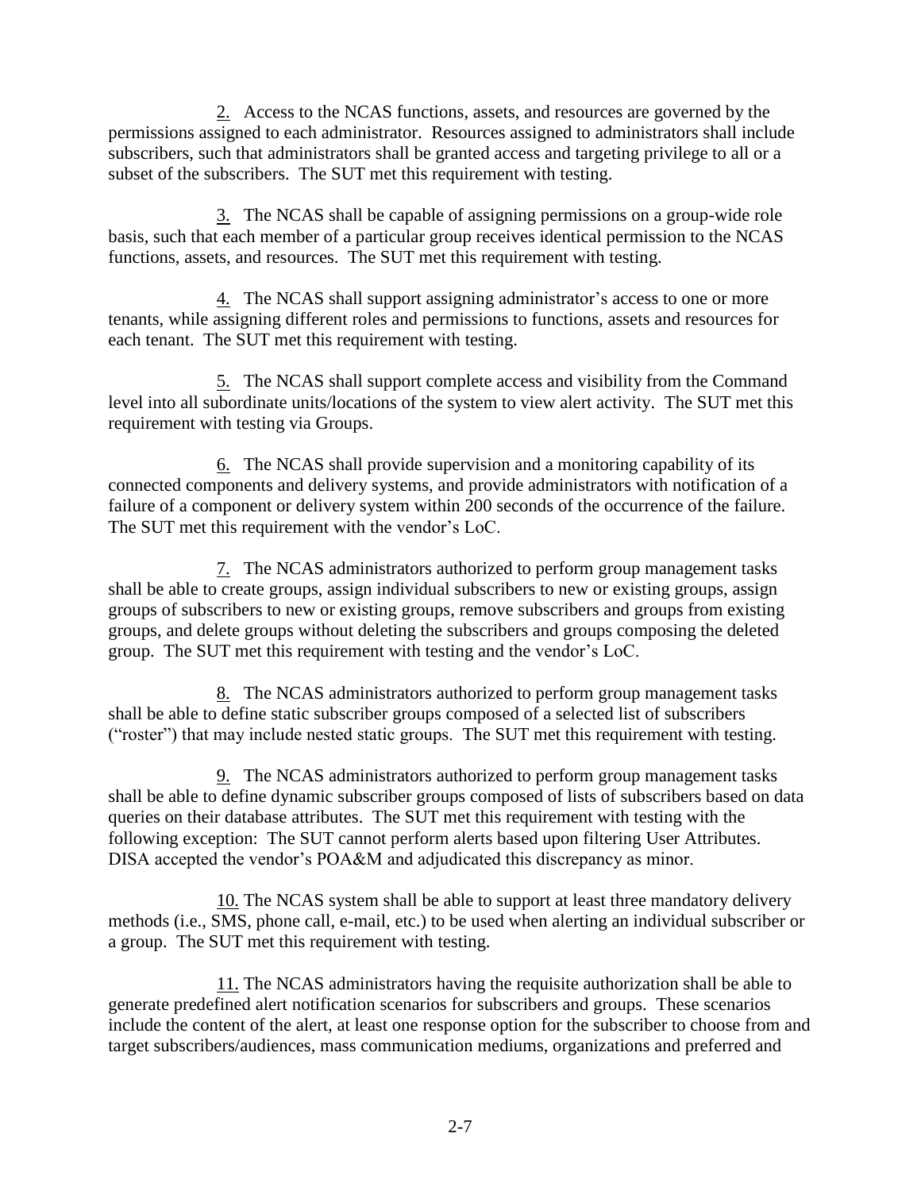2. Access to the NCAS functions, assets, and resources are governed by the permissions assigned to each administrator. Resources assigned to administrators shall include subscribers, such that administrators shall be granted access and targeting privilege to all or a subset of the subscribers. The SUT met this requirement with testing.

3. The NCAS shall be capable of assigning permissions on a group-wide role basis, such that each member of a particular group receives identical permission to the NCAS functions, assets, and resources. The SUT met this requirement with testing.

4. The NCAS shall support assigning administrator's access to one or more tenants, while assigning different roles and permissions to functions, assets and resources for each tenant. The SUT met this requirement with testing.

5. The NCAS shall support complete access and visibility from the Command level into all subordinate units/locations of the system to view alert activity. The SUT met this requirement with testing via Groups.

6. The NCAS shall provide supervision and a monitoring capability of its connected components and delivery systems, and provide administrators with notification of a failure of a component or delivery system within 200 seconds of the occurrence of the failure. The SUT met this requirement with the vendor's LoC.

7. The NCAS administrators authorized to perform group management tasks shall be able to create groups, assign individual subscribers to new or existing groups, assign groups of subscribers to new or existing groups, remove subscribers and groups from existing groups, and delete groups without deleting the subscribers and groups composing the deleted group. The SUT met this requirement with testing and the vendor's LoC.

8. The NCAS administrators authorized to perform group management tasks shall be able to define static subscriber groups composed of a selected list of subscribers ("roster") that may include nested static groups. The SUT met this requirement with testing.

9. The NCAS administrators authorized to perform group management tasks shall be able to define dynamic subscriber groups composed of lists of subscribers based on data queries on their database attributes. The SUT met this requirement with testing with the following exception: The SUT cannot perform alerts based upon filtering User Attributes. DISA accepted the vendor's POA&M and adjudicated this discrepancy as minor.

10. The NCAS system shall be able to support at least three mandatory delivery methods (i.e., SMS, phone call, e-mail, etc.) to be used when alerting an individual subscriber or a group. The SUT met this requirement with testing.

11. The NCAS administrators having the requisite authorization shall be able to generate predefined alert notification scenarios for subscribers and groups. These scenarios include the content of the alert, at least one response option for the subscriber to choose from and target subscribers/audiences, mass communication mediums, organizations and preferred and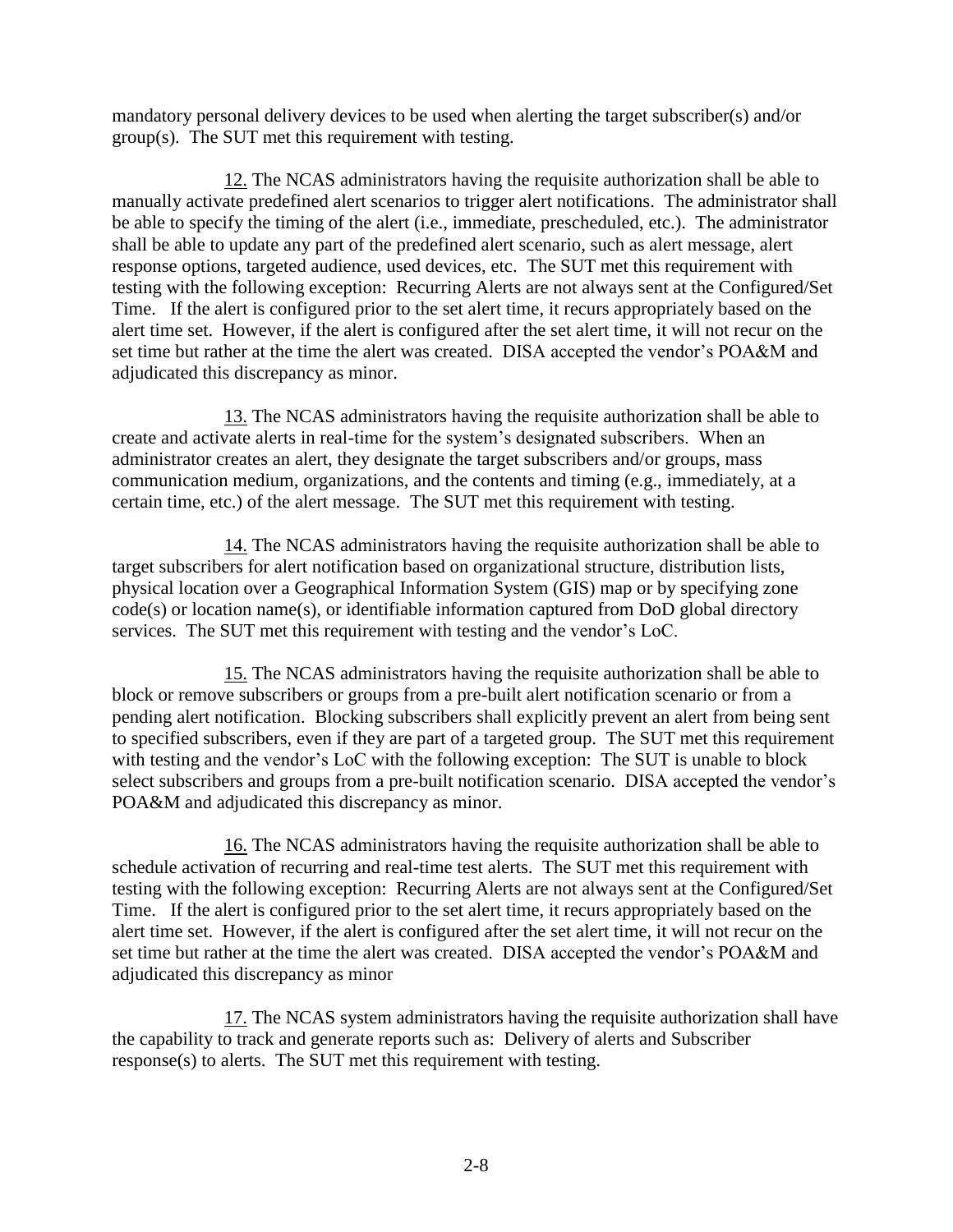mandatory personal delivery devices to be used when alerting the target subscriber(s) and/or group(s). The SUT met this requirement with testing.

12. The NCAS administrators having the requisite authorization shall be able to manually activate predefined alert scenarios to trigger alert notifications. The administrator shall be able to specify the timing of the alert (i.e., immediate, prescheduled, etc.). The administrator shall be able to update any part of the predefined alert scenario, such as alert message, alert response options, targeted audience, used devices, etc. The SUT met this requirement with testing with the following exception: Recurring Alerts are not always sent at the Configured/Set Time. If the alert is configured prior to the set alert time, it recurs appropriately based on the alert time set. However, if the alert is configured after the set alert time, it will not recur on the set time but rather at the time the alert was created. DISA accepted the vendor's POA&M and adjudicated this discrepancy as minor.

13. The NCAS administrators having the requisite authorization shall be able to create and activate alerts in real-time for the system's designated subscribers. When an administrator creates an alert, they designate the target subscribers and/or groups, mass communication medium, organizations, and the contents and timing (e.g., immediately, at a certain time, etc.) of the alert message. The SUT met this requirement with testing.

14. The NCAS administrators having the requisite authorization shall be able to target subscribers for alert notification based on organizational structure, distribution lists, physical location over a Geographical Information System (GIS) map or by specifying zone code(s) or location name(s), or identifiable information captured from DoD global directory services. The SUT met this requirement with testing and the vendor's LoC.

15. The NCAS administrators having the requisite authorization shall be able to block or remove subscribers or groups from a pre-built alert notification scenario or from a pending alert notification. Blocking subscribers shall explicitly prevent an alert from being sent to specified subscribers, even if they are part of a targeted group. The SUT met this requirement with testing and the vendor's LoC with the following exception: The SUT is unable to block select subscribers and groups from a pre-built notification scenario. DISA accepted the vendor's POA&M and adjudicated this discrepancy as minor.

16. The NCAS administrators having the requisite authorization shall be able to schedule activation of recurring and real-time test alerts. The SUT met this requirement with testing with the following exception: Recurring Alerts are not always sent at the Configured/Set Time. If the alert is configured prior to the set alert time, it recurs appropriately based on the alert time set. However, if the alert is configured after the set alert time, it will not recur on the set time but rather at the time the alert was created. DISA accepted the vendor's POA&M and adjudicated this discrepancy as minor

17. The NCAS system administrators having the requisite authorization shall have the capability to track and generate reports such as: Delivery of alerts and Subscriber response(s) to alerts. The SUT met this requirement with testing.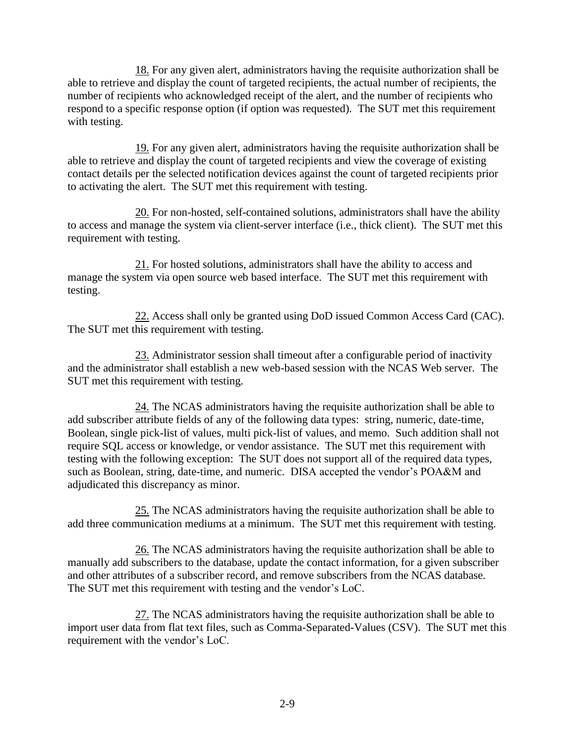18. For any given alert, administrators having the requisite authorization shall be able to retrieve and display the count of targeted recipients, the actual number of recipients, the number of recipients who acknowledged receipt of the alert, and the number of recipients who respond to a specific response option (if option was requested). The SUT met this requirement with testing.

19. For any given alert, administrators having the requisite authorization shall be able to retrieve and display the count of targeted recipients and view the coverage of existing contact details per the selected notification devices against the count of targeted recipients prior to activating the alert. The SUT met this requirement with testing.

20. For non-hosted, self-contained solutions, administrators shall have the ability to access and manage the system via client-server interface (i.e., thick client). The SUT met this requirement with testing.

21. For hosted solutions, administrators shall have the ability to access and manage the system via open source web based interface. The SUT met this requirement with testing.

22. Access shall only be granted using DoD issued Common Access Card (CAC). The SUT met this requirement with testing.

23. Administrator session shall timeout after a configurable period of inactivity and the administrator shall establish a new web-based session with the NCAS Web server. The SUT met this requirement with testing.

24. The NCAS administrators having the requisite authorization shall be able to add subscriber attribute fields of any of the following data types: string, numeric, date-time, Boolean, single pick-list of values, multi pick-list of values, and memo. Such addition shall not require SQL access or knowledge, or vendor assistance. The SUT met this requirement with testing with the following exception: The SUT does not support all of the required data types, such as Boolean, string, date-time, and numeric. DISA accepted the vendor's POA&M and adjudicated this discrepancy as minor.

25. The NCAS administrators having the requisite authorization shall be able to add three communication mediums at a minimum. The SUT met this requirement with testing.

26. The NCAS administrators having the requisite authorization shall be able to manually add subscribers to the database, update the contact information, for a given subscriber and other attributes of a subscriber record, and remove subscribers from the NCAS database. The SUT met this requirement with testing and the vendor's LoC.

27. The NCAS administrators having the requisite authorization shall be able to import user data from flat text files, such as Comma-Separated-Values (CSV). The SUT met this requirement with the vendor's LoC.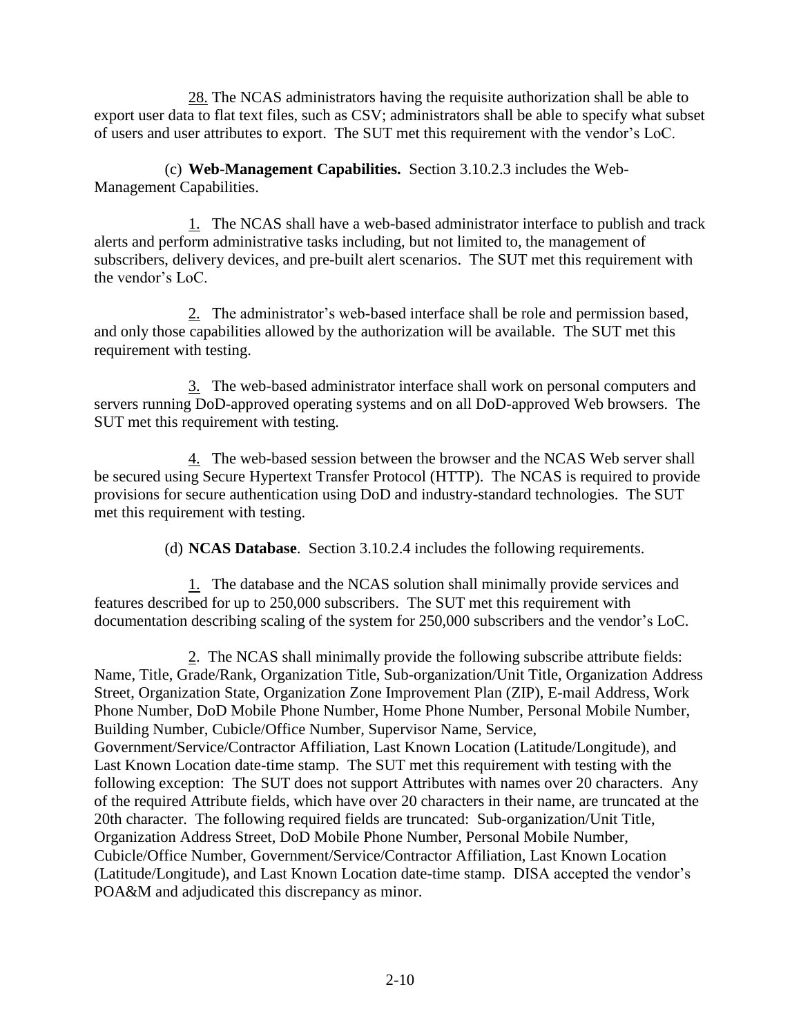28. The NCAS administrators having the requisite authorization shall be able to export user data to flat text files, such as CSV; administrators shall be able to specify what subset of users and user attributes to export. The SUT met this requirement with the vendor's LoC.

(c) **Web-Management Capabilities.** Section 3.10.2.3 includes the Web-Management Capabilities.

1. The NCAS shall have a web-based administrator interface to publish and track alerts and perform administrative tasks including, but not limited to, the management of subscribers, delivery devices, and pre-built alert scenarios. The SUT met this requirement with the vendor's LoC.

2. The administrator's web-based interface shall be role and permission based, and only those capabilities allowed by the authorization will be available. The SUT met this requirement with testing.

3. The web-based administrator interface shall work on personal computers and servers running DoD-approved operating systems and on all DoD-approved Web browsers. The SUT met this requirement with testing.

4. The web-based session between the browser and the NCAS Web server shall be secured using Secure Hypertext Transfer Protocol (HTTP). The NCAS is required to provide provisions for secure authentication using DoD and industry-standard technologies. The SUT met this requirement with testing.

(d) **NCAS Database**. Section 3.10.2.4 includes the following requirements.

1. The database and the NCAS solution shall minimally provide services and features described for up to 250,000 subscribers. The SUT met this requirement with documentation describing scaling of the system for 250,000 subscribers and the vendor's LoC.

2. The NCAS shall minimally provide the following subscribe attribute fields: Name, Title, Grade/Rank, Organization Title, Sub-organization/Unit Title, Organization Address Street, Organization State, Organization Zone Improvement Plan (ZIP), E-mail Address, Work Phone Number, DoD Mobile Phone Number, Home Phone Number, Personal Mobile Number, Building Number, Cubicle/Office Number, Supervisor Name, Service, Government/Service/Contractor Affiliation, Last Known Location (Latitude/Longitude), and Last Known Location date-time stamp. The SUT met this requirement with testing with the following exception: The SUT does not support Attributes with names over 20 characters. Any of the required Attribute fields, which have over 20 characters in their name, are truncated at the 20th character. The following required fields are truncated: Sub-organization/Unit Title, Organization Address Street, DoD Mobile Phone Number, Personal Mobile Number, Cubicle/Office Number, Government/Service/Contractor Affiliation, Last Known Location (Latitude/Longitude), and Last Known Location date-time stamp. DISA accepted the vendor's POA&M and adjudicated this discrepancy as minor.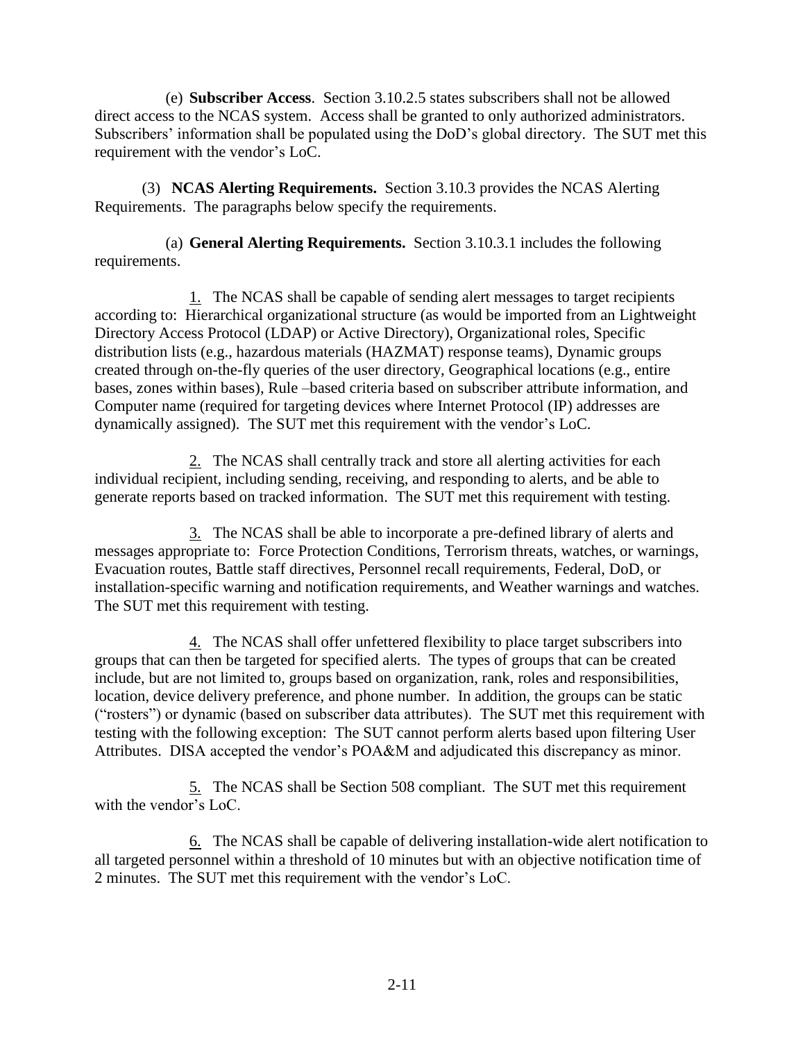(e) **Subscriber Access**. Section 3.10.2.5 states subscribers shall not be allowed direct access to the NCAS system. Access shall be granted to only authorized administrators. Subscribers' information shall be populated using the DoD's global directory. The SUT met this requirement with the vendor's LoC.

(3) **NCAS Alerting Requirements.** Section 3.10.3 provides the NCAS Alerting Requirements. The paragraphs below specify the requirements.

(a) **General Alerting Requirements.** Section 3.10.3.1 includes the following requirements.

1. The NCAS shall be capable of sending alert messages to target recipients according to: Hierarchical organizational structure (as would be imported from an Lightweight Directory Access Protocol (LDAP) or Active Directory), Organizational roles, Specific distribution lists (e.g., hazardous materials (HAZMAT) response teams), Dynamic groups created through on-the-fly queries of the user directory, Geographical locations (e.g., entire bases, zones within bases), Rule –based criteria based on subscriber attribute information, and Computer name (required for targeting devices where Internet Protocol (IP) addresses are dynamically assigned). The SUT met this requirement with the vendor's LoC.

2. The NCAS shall centrally track and store all alerting activities for each individual recipient, including sending, receiving, and responding to alerts, and be able to generate reports based on tracked information. The SUT met this requirement with testing.

3. The NCAS shall be able to incorporate a pre-defined library of alerts and messages appropriate to: Force Protection Conditions, Terrorism threats, watches, or warnings, Evacuation routes, Battle staff directives, Personnel recall requirements, Federal, DoD, or installation-specific warning and notification requirements, and Weather warnings and watches. The SUT met this requirement with testing.

4. The NCAS shall offer unfettered flexibility to place target subscribers into groups that can then be targeted for specified alerts. The types of groups that can be created include, but are not limited to, groups based on organization, rank, roles and responsibilities, location, device delivery preference, and phone number. In addition, the groups can be static ("rosters") or dynamic (based on subscriber data attributes). The SUT met this requirement with testing with the following exception: The SUT cannot perform alerts based upon filtering User Attributes. DISA accepted the vendor's POA&M and adjudicated this discrepancy as minor.

5. The NCAS shall be Section 508 compliant. The SUT met this requirement with the vendor's LoC.

6. The NCAS shall be capable of delivering installation-wide alert notification to all targeted personnel within a threshold of 10 minutes but with an objective notification time of 2 minutes. The SUT met this requirement with the vendor's LoC.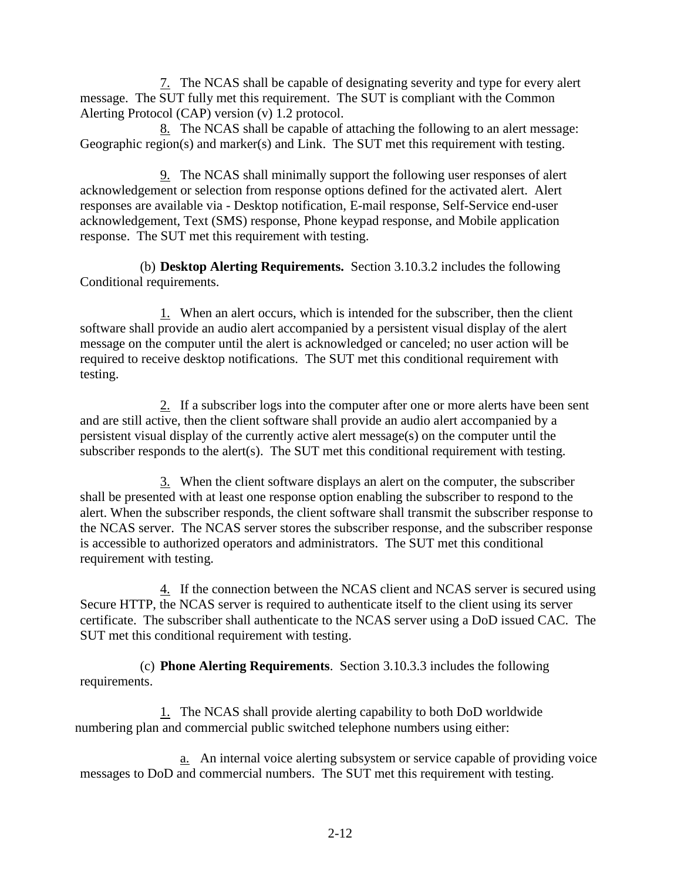7. The NCAS shall be capable of designating severity and type for every alert message. The SUT fully met this requirement. The SUT is compliant with the Common Alerting Protocol (CAP) version (v) 1.2 protocol.

8. The NCAS shall be capable of attaching the following to an alert message: Geographic region(s) and marker(s) and Link. The SUT met this requirement with testing.

9. The NCAS shall minimally support the following user responses of alert acknowledgement or selection from response options defined for the activated alert. Alert responses are available via - Desktop notification, E-mail response, Self-Service end-user acknowledgement, Text (SMS) response, Phone keypad response, and Mobile application response. The SUT met this requirement with testing.

(b) **Desktop Alerting Requirements.** Section 3.10.3.2 includes the following Conditional requirements.

1. When an alert occurs, which is intended for the subscriber, then the client software shall provide an audio alert accompanied by a persistent visual display of the alert message on the computer until the alert is acknowledged or canceled; no user action will be required to receive desktop notifications. The SUT met this conditional requirement with testing.

2. If a subscriber logs into the computer after one or more alerts have been sent and are still active, then the client software shall provide an audio alert accompanied by a persistent visual display of the currently active alert message(s) on the computer until the subscriber responds to the alert(s). The SUT met this conditional requirement with testing.

3. When the client software displays an alert on the computer, the subscriber shall be presented with at least one response option enabling the subscriber to respond to the alert. When the subscriber responds, the client software shall transmit the subscriber response to the NCAS server. The NCAS server stores the subscriber response, and the subscriber response is accessible to authorized operators and administrators. The SUT met this conditional requirement with testing.

4. If the connection between the NCAS client and NCAS server is secured using Secure HTTP, the NCAS server is required to authenticate itself to the client using its server certificate. The subscriber shall authenticate to the NCAS server using a DoD issued CAC. The SUT met this conditional requirement with testing.

(c) **Phone Alerting Requirements**. Section 3.10.3.3 includes the following requirements.

1. The NCAS shall provide alerting capability to both DoD worldwide numbering plan and commercial public switched telephone numbers using either:

a. An internal voice alerting subsystem or service capable of providing voice messages to DoD and commercial numbers. The SUT met this requirement with testing.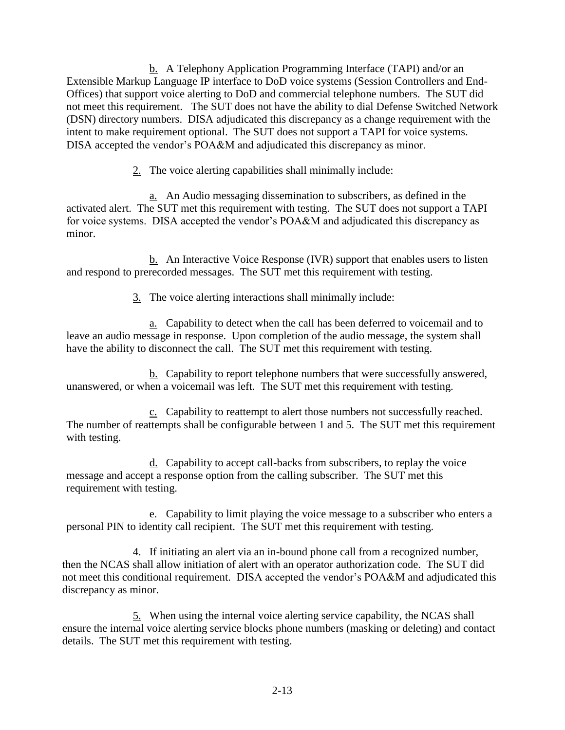b. A Telephony Application Programming Interface (TAPI) and/or an Extensible Markup Language IP interface to DoD voice systems (Session Controllers and End-Offices) that support voice alerting to DoD and commercial telephone numbers. The SUT did not meet this requirement. The SUT does not have the ability to dial Defense Switched Network (DSN) directory numbers. DISA adjudicated this discrepancy as a change requirement with the intent to make requirement optional. The SUT does not support a TAPI for voice systems. DISA accepted the vendor's POA&M and adjudicated this discrepancy as minor.

2. The voice alerting capabilities shall minimally include:

a. An Audio messaging dissemination to subscribers, as defined in the activated alert. The SUT met this requirement with testing. The SUT does not support a TAPI for voice systems. DISA accepted the vendor's POA&M and adjudicated this discrepancy as minor.

b. An Interactive Voice Response (IVR) support that enables users to listen and respond to prerecorded messages. The SUT met this requirement with testing.

3. The voice alerting interactions shall minimally include:

a. Capability to detect when the call has been deferred to voicemail and to leave an audio message in response. Upon completion of the audio message, the system shall have the ability to disconnect the call. The SUT met this requirement with testing.

b. Capability to report telephone numbers that were successfully answered, unanswered, or when a voicemail was left. The SUT met this requirement with testing.

c. Capability to reattempt to alert those numbers not successfully reached. The number of reattempts shall be configurable between 1 and 5. The SUT met this requirement with testing.

d. Capability to accept call-backs from subscribers, to replay the voice message and accept a response option from the calling subscriber. The SUT met this requirement with testing.

e. Capability to limit playing the voice message to a subscriber who enters a personal PIN to identity call recipient. The SUT met this requirement with testing.

4. If initiating an alert via an in-bound phone call from a recognized number, then the NCAS shall allow initiation of alert with an operator authorization code. The SUT did not meet this conditional requirement. DISA accepted the vendor's POA&M and adjudicated this discrepancy as minor.

5. When using the internal voice alerting service capability, the NCAS shall ensure the internal voice alerting service blocks phone numbers (masking or deleting) and contact details. The SUT met this requirement with testing.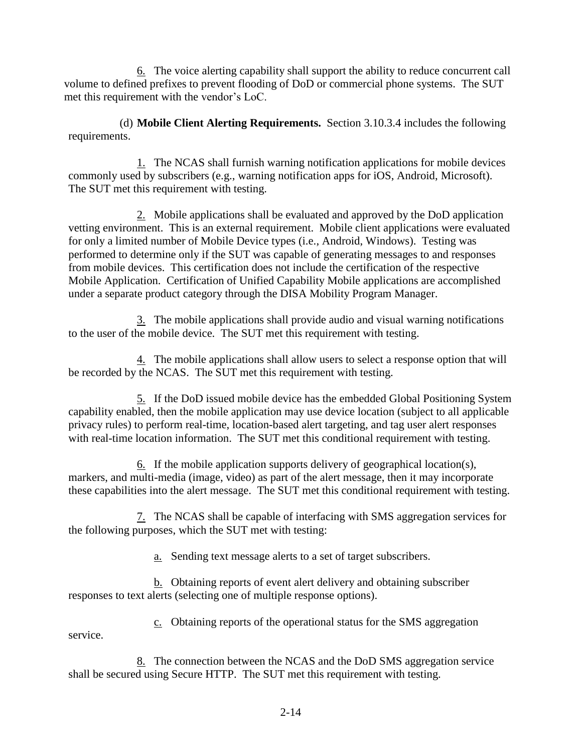6. The voice alerting capability shall support the ability to reduce concurrent call volume to defined prefixes to prevent flooding of DoD or commercial phone systems. The SUT met this requirement with the vendor's LoC.

(d) **Mobile Client Alerting Requirements.** Section 3.10.3.4 includes the following requirements.

1. The NCAS shall furnish warning notification applications for mobile devices commonly used by subscribers (e.g., warning notification apps for iOS, Android, Microsoft). The SUT met this requirement with testing.

2. Mobile applications shall be evaluated and approved by the DoD application vetting environment. This is an external requirement. Mobile client applications were evaluated for only a limited number of Mobile Device types (i.e., Android, Windows). Testing was performed to determine only if the SUT was capable of generating messages to and responses from mobile devices. This certification does not include the certification of the respective Mobile Application. Certification of Unified Capability Mobile applications are accomplished under a separate product category through the DISA Mobility Program Manager.

3. The mobile applications shall provide audio and visual warning notifications to the user of the mobile device. The SUT met this requirement with testing.

4. The mobile applications shall allow users to select a response option that will be recorded by the NCAS. The SUT met this requirement with testing.

5. If the DoD issued mobile device has the embedded Global Positioning System capability enabled, then the mobile application may use device location (subject to all applicable privacy rules) to perform real-time, location-based alert targeting, and tag user alert responses with real-time location information. The SUT met this conditional requirement with testing.

6. If the mobile application supports delivery of geographical location(s), markers, and multi-media (image, video) as part of the alert message, then it may incorporate these capabilities into the alert message. The SUT met this conditional requirement with testing.

7. The NCAS shall be capable of interfacing with SMS aggregation services for the following purposes, which the SUT met with testing:

a. Sending text message alerts to a set of target subscribers.

b. Obtaining reports of event alert delivery and obtaining subscriber responses to text alerts (selecting one of multiple response options).

c. Obtaining reports of the operational status for the SMS aggregation service.

8. The connection between the NCAS and the DoD SMS aggregation service shall be secured using Secure HTTP. The SUT met this requirement with testing.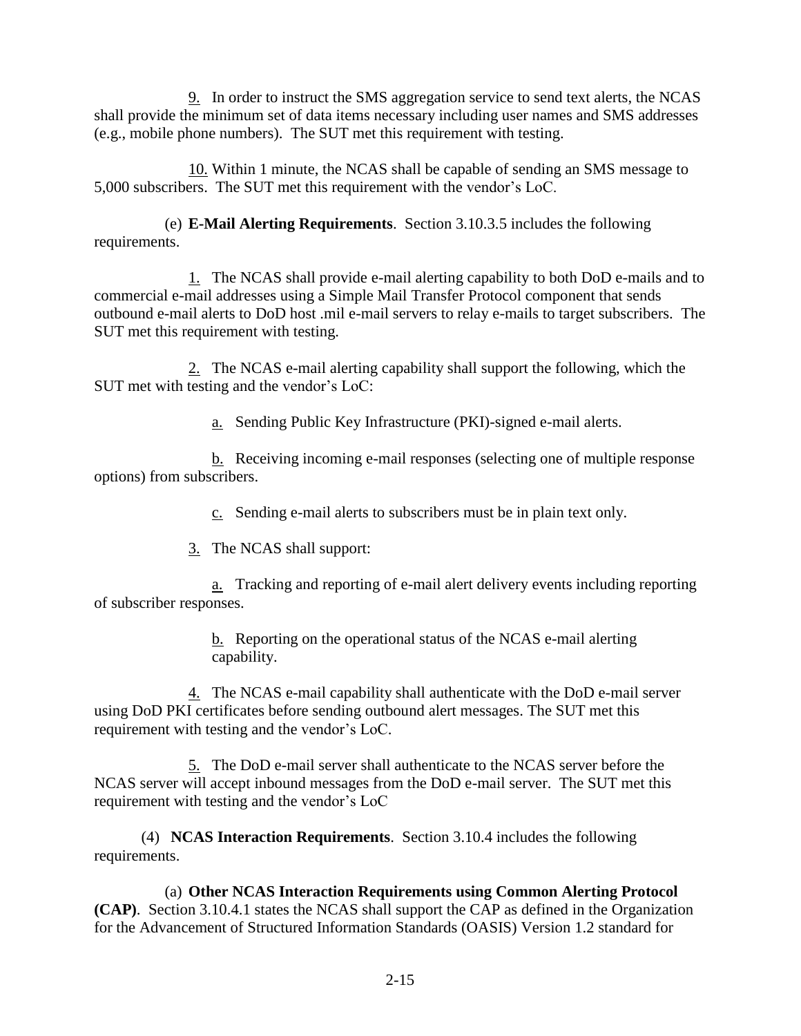9. In order to instruct the SMS aggregation service to send text alerts, the NCAS shall provide the minimum set of data items necessary including user names and SMS addresses (e.g., mobile phone numbers). The SUT met this requirement with testing.

10. Within 1 minute, the NCAS shall be capable of sending an SMS message to 5,000 subscribers. The SUT met this requirement with the vendor's LoC.

(e) **E-Mail Alerting Requirements**. Section 3.10.3.5 includes the following requirements.

1. The NCAS shall provide e-mail alerting capability to both DoD e-mails and to commercial e-mail addresses using a Simple Mail Transfer Protocol component that sends outbound e-mail alerts to DoD host .mil e-mail servers to relay e-mails to target subscribers. The SUT met this requirement with testing.

2. The NCAS e-mail alerting capability shall support the following, which the SUT met with testing and the vendor's LoC:

a. Sending Public Key Infrastructure (PKI)-signed e-mail alerts.

b. Receiving incoming e-mail responses (selecting one of multiple response options) from subscribers.

c. Sending e-mail alerts to subscribers must be in plain text only.

3. The NCAS shall support:

a. Tracking and reporting of e-mail alert delivery events including reporting of subscriber responses.

b. Reporting on the operational status of the NCAS e-mail alerting capability.

4. The NCAS e-mail capability shall authenticate with the DoD e-mail server using DoD PKI certificates before sending outbound alert messages. The SUT met this requirement with testing and the vendor's LoC.

5. The DoD e-mail server shall authenticate to the NCAS server before the NCAS server will accept inbound messages from the DoD e-mail server. The SUT met this requirement with testing and the vendor's LoC

(4) **NCAS Interaction Requirements**. Section 3.10.4 includes the following requirements.

(a) **Other NCAS Interaction Requirements using Common Alerting Protocol (CAP)**. Section 3.10.4.1 states the NCAS shall support the CAP as defined in the Organization for the Advancement of Structured Information Standards (OASIS) Version 1.2 standard for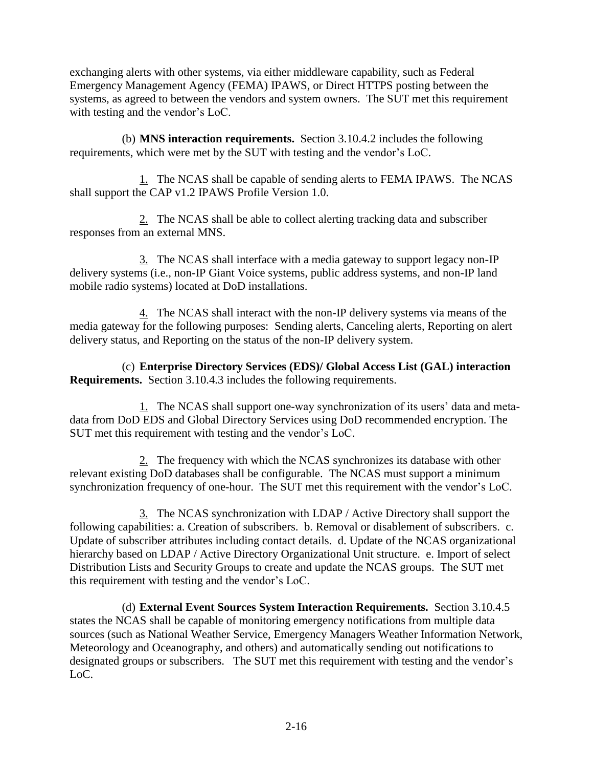exchanging alerts with other systems, via either middleware capability, such as Federal Emergency Management Agency (FEMA) IPAWS, or Direct HTTPS posting between the systems, as agreed to between the vendors and system owners. The SUT met this requirement with testing and the vendor's LoC.

(b) **MNS interaction requirements.** Section 3.10.4.2 includes the following requirements, which were met by the SUT with testing and the vendor's LoC.

1. The NCAS shall be capable of sending alerts to FEMA IPAWS. The NCAS shall support the CAP v1.2 IPAWS Profile Version 1.0.

2. The NCAS shall be able to collect alerting tracking data and subscriber responses from an external MNS.

3. The NCAS shall interface with a media gateway to support legacy non-IP delivery systems (i.e., non-IP Giant Voice systems, public address systems, and non-IP land mobile radio systems) located at DoD installations.

4. The NCAS shall interact with the non-IP delivery systems via means of the media gateway for the following purposes: Sending alerts, Canceling alerts, Reporting on alert delivery status, and Reporting on the status of the non-IP delivery system.

(c) **Enterprise Directory Services (EDS)/ Global Access List (GAL) interaction Requirements.** Section 3.10.4.3 includes the following requirements.

1. The NCAS shall support one-way synchronization of its users' data and meta-data from DoD EDS and Global Directory Services using DoD recommended encryption. The SUT met this requirement with testing and the vendor's LoC.

2. The frequency with which the NCAS synchronizes its database with other relevant existing DoD databases shall be configurable. The NCAS must support a minimum synchronization frequency of one-hour. The SUT met this requirement with the vendor's LoC.

3. The NCAS synchronization with LDAP / Active Directory shall support the following capabilities: a. Creation of subscribers. b. Removal or disablement of subscribers. c. Update of subscriber attributes including contact details. d. Update of the NCAS organizational hierarchy based on LDAP / Active Directory Organizational Unit structure. e. Import of select Distribution Lists and Security Groups to create and update the NCAS groups. The SUT met this requirement with testing and the vendor's LoC.

(d) **External Event Sources System Interaction Requirements.** Section 3.10.4.5 states the NCAS shall be capable of monitoring emergency notifications from multiple data sources (such as National Weather Service, Emergency Managers Weather Information Network, Meteorology and Oceanography, and others) and automatically sending out notifications to designated groups or subscribers. The SUT met this requirement with testing and the vendor's LoC.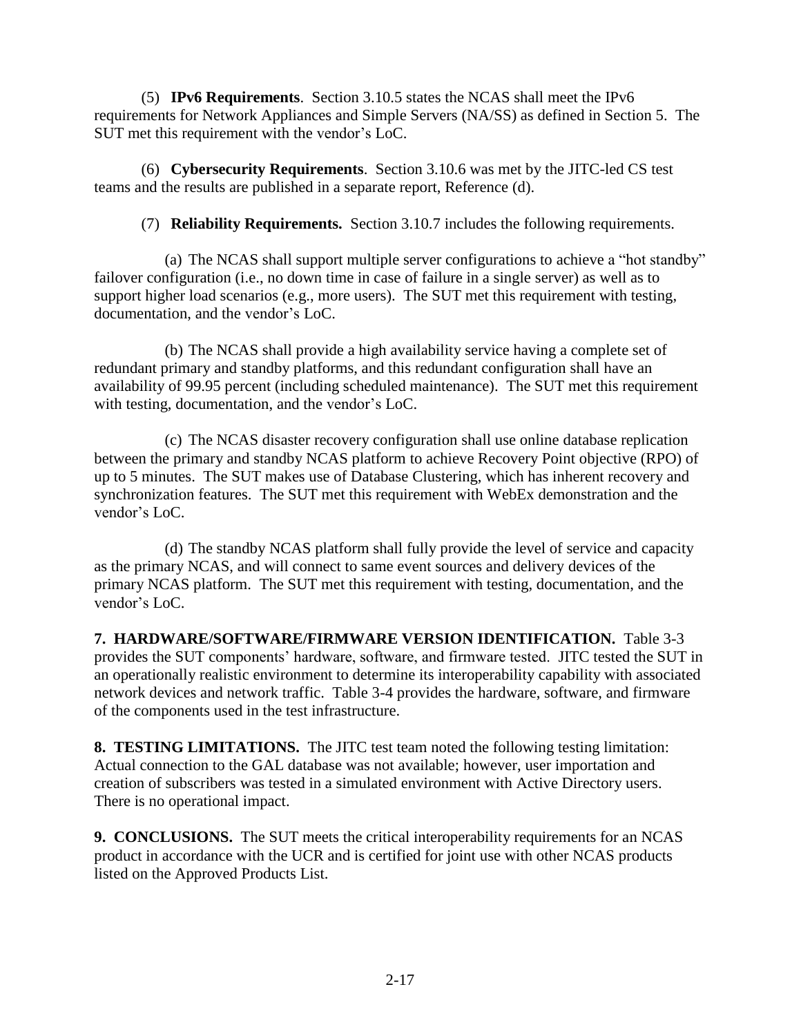(5) **IPv6 Requirements**. Section 3.10.5 states the NCAS shall meet the IPv6 requirements for Network Appliances and Simple Servers (NA/SS) as defined in Section 5. The SUT met this requirement with the vendor's LoC.

(6) **Cybersecurity Requirements**. Section 3.10.6 was met by the JITC-led CS test teams and the results are published in a separate report, Reference (d).

(7) **Reliability Requirements.** Section 3.10.7 includes the following requirements.

(a) The NCAS shall support multiple server configurations to achieve a "hot standby" failover configuration (i.e., no down time in case of failure in a single server) as well as to support higher load scenarios (e.g., more users). The SUT met this requirement with testing, documentation, and the vendor's LoC.

(b) The NCAS shall provide a high availability service having a complete set of redundant primary and standby platforms, and this redundant configuration shall have an availability of 99.95 percent (including scheduled maintenance). The SUT met this requirement with testing, documentation, and the vendor's LoC.

(c) The NCAS disaster recovery configuration shall use online database replication between the primary and standby NCAS platform to achieve Recovery Point objective (RPO) of up to 5 minutes. The SUT makes use of Database Clustering, which has inherent recovery and synchronization features. The SUT met this requirement with WebEx demonstration and the vendor's LoC.

(d) The standby NCAS platform shall fully provide the level of service and capacity as the primary NCAS, and will connect to same event sources and delivery devices of the primary NCAS platform. The SUT met this requirement with testing, documentation, and the vendor's LoC.

**7. HARDWARE/SOFTWARE/FIRMWARE VERSION IDENTIFICATION.** Table 3-3 provides the SUT components' hardware, software, and firmware tested. JITC tested the SUT in an operationally realistic environment to determine its interoperability capability with associated network devices and network traffic. Table 3-4 provides the hardware, software, and firmware of the components used in the test infrastructure.

**8. TESTING LIMITATIONS.** The JITC test team noted the following testing limitation: Actual connection to the GAL database was not available; however, user importation and creation of subscribers was tested in a simulated environment with Active Directory users. There is no operational impact.

**9. CONCLUSIONS.** The SUT meets the critical interoperability requirements for an NCAS product in accordance with the UCR and is certified for joint use with other NCAS products listed on the Approved Products List.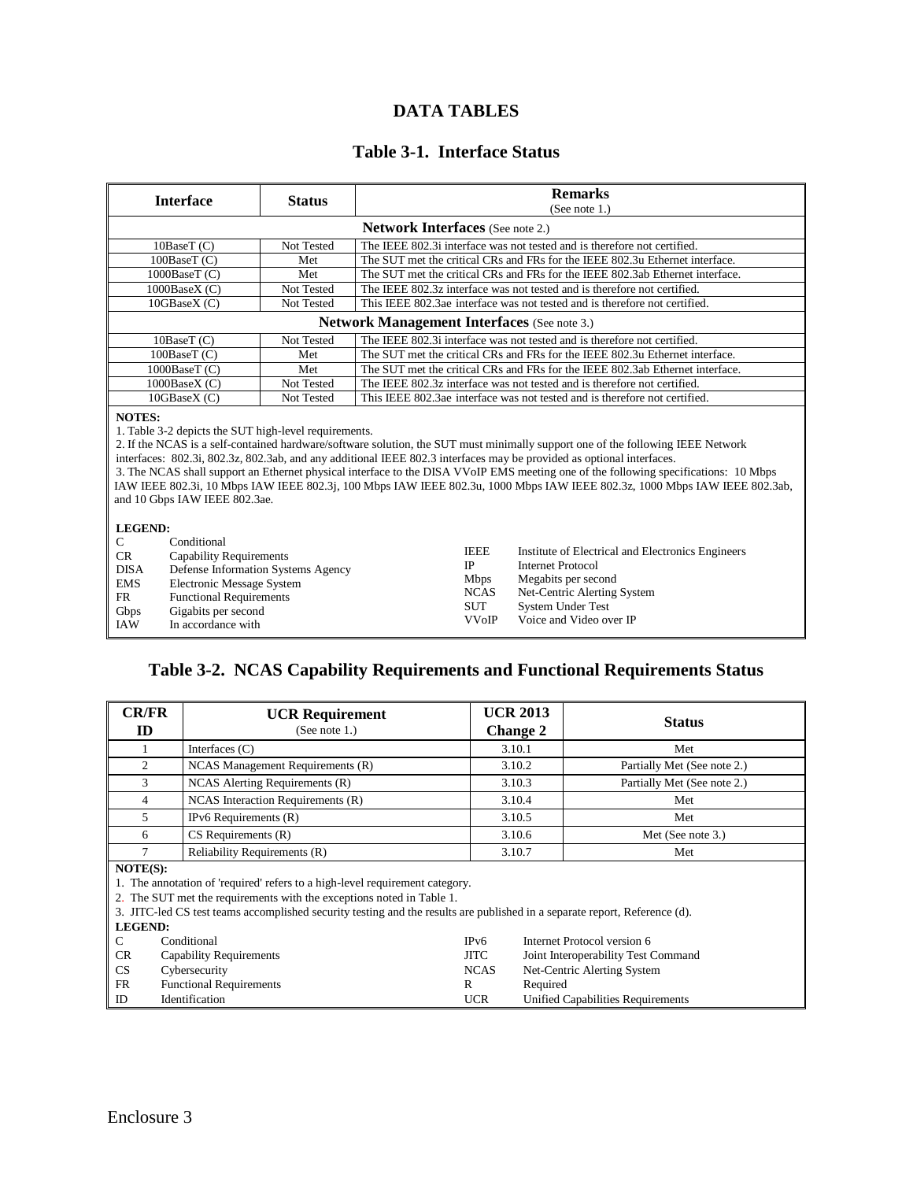# DATA TABLES

## Table 3-1. Interface Status

| Interface | Status | Remarks (See note 1.) |
|---|---|---|
| **Network Interfaces** (See note 2.) | | |
| 10BaseT (C) | Not Tested | The IEEE 802.3i interface was not tested and is therefore not certified. |
| 100BaseT (C) | Met | The SUT met the critical CRs and FRs for the IEEE 802.3u Ethernet interface. |
| 1000BaseT (C) | Met | The SUT met the critical CRs and FRs for the IEEE 802.3ab Ethernet interface. |
| 1000BaseX (C) | Not Tested | The IEEE 802.3z interface was not tested and is therefore not certified. |
| 10GBaseX (C) | Not Tested | This IEEE 802.3ae interface was not tested and is therefore not certified. |
| **Network Management Interfaces** (See note 3.) | | |
| 10BaseT (C) | Not Tested | The IEEE 802.3i interface was not tested and is therefore not certified. |
| 100BaseT (C) | Met | The SUT met the critical CRs and FRs for the IEEE 802.3u Ethernet interface. |
| 1000BaseT (C) | Met | The SUT met the critical CRs and FRs for the IEEE 802.3ab Ethernet interface. |
| 1000BaseX (C) | Not Tested | The IEEE 802.3z interface was not tested and is therefore not certified. |
| 10GBaseX (C) | Not Tested | This IEEE 802.3ae interface was not tested and is therefore not certified. |

**NOTES:**
1. Table 3-2 depicts the SUT high-level requirements.
2. If the NCAS is a self-contained hardware/software solution, the SUT must minimally support one of the following IEEE Network interfaces: 802.3i, 802.3z, 802.3ab, and any additional IEEE 802.3 interfaces may be provided as optional interfaces.
3. The NCAS shall support an Ethernet physical interface to the DISA VVoIP EMS meeting one of the following specifications: 10 Mbps IAW IEEE 802.3i, 10 Mbps IAW IEEE 802.3j, 100 Mbps IAW IEEE 802.3u, 1000 Mbps IAW IEEE 802.3z, 1000 Mbps IAW IEEE 802.3ab, and 10 Gbps IAW IEEE 802.3ae.

**LEGEND:**

| | | | |
|---|---|---|---|
| C | Conditional | IEEE | Institute of Electrical and Electronics Engineers |
| CR | Capability Requirements | IP | Internet Protocol |
| DISA | Defense Information Systems Agency | Mbps | Megabits per second |
| EMS | Electronic Message System | NCAS | Net-Centric Alerting System |
| FR | Functional Requirements | SUT | System Under Test |
| Gbps | Gigabits per second | VVoIP | Voice and Video over IP |
| IAW | In accordance with | | |

## Table 3-2. NCAS Capability Requirements and Functional Requirements Status

| CR/FR ID | UCR Requirement (See note 1.) | UCR 2013 Change 2 | Status |
|---|---|---|---|
| 1 | Interfaces (C) | 3.10.1 | Met |
| 2 | NCAS Management Requirements (R) | 3.10.2 | Partially Met (See note 2.) |
| 3 | NCAS Alerting Requirements (R) | 3.10.3 | Partially Met (See note 2.) |
| 4 | NCAS Interaction Requirements (R) | 3.10.4 | Met |
| 5 | IPv6 Requirements (R) | 3.10.5 | Met |
| 6 | CS Requirements (R) | 3.10.6 | Met (See note 3.) |
| 7 | Reliability Requirements (R) | 3.10.7 | Met |

**NOTE(S):**
1. The annotation of 'required' refers to a high-level requirement category.
2. The SUT met the requirements with the exceptions noted in Table 1.
3. JITC-led CS test teams accomplished security testing and the results are published in a separate report, Reference (d).

**LEGEND:**

| | | | |
|---|---|---|---|
| C | Conditional | IPv6 | Internet Protocol version 6 |
| CR | Capability Requirements | JITC | Joint Interoperability Test Command |
| CS | Cybersecurity | NCAS | Net-Centric Alerting System |
| FR | Functional Requirements | R | Required |
| ID | Identification | UCR | Unified Capabilities Requirements |

Enclosure 3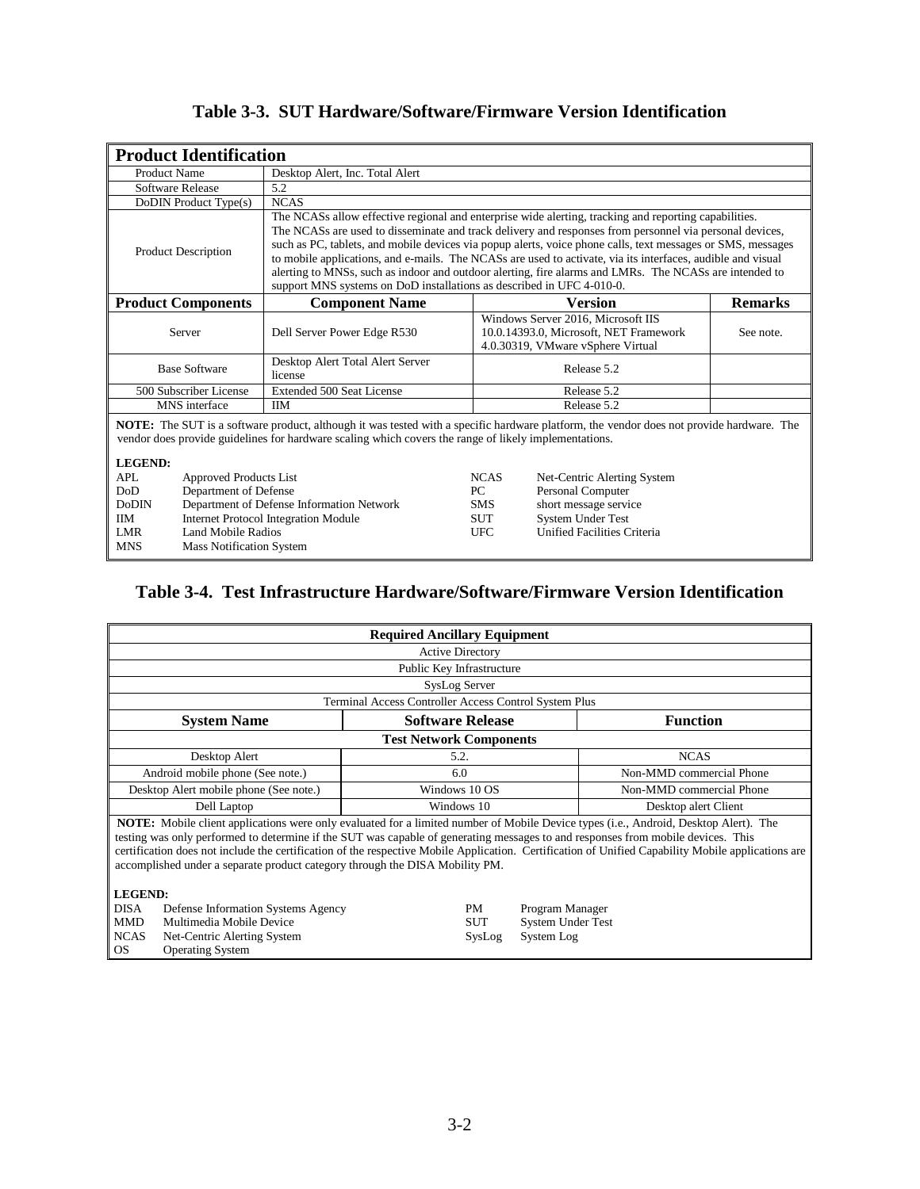**Table 3-3. SUT Hardware/Software/Firmware Version Identification**

| **Product Identification** | | | |
|---|---|---|---|
| Product Name | Desktop Alert, Inc. Total Alert | | |
| Software Release | 5.2 | | |
| DoDIN Product Type(s) | NCAS | | |
| Product Description | The NCASs allow effective regional and enterprise wide alerting, tracking and reporting capabilities. The NCASs are used to disseminate and track delivery and responses from personnel via personal devices, such as PC, tablets, and mobile devices via popup alerts, voice phone calls, text messages or SMS, messages to mobile applications, and e-mails. The NCASs are used to activate, via its interfaces, audible and visual alerting to MNSs, such as indoor and outdoor alerting, fire alarms and LMRs. The NCASs are intended to support MNS systems on DoD installations as described in UFC 4-010-0. | | |
| **Product Components** | **Component Name** | **Version** | **Remarks** |
| Server | Dell Server Power Edge R530 | Windows Server 2016, Microsoft IIS 10.0.14393.0, Microsoft, NET Framework 4.0.30319, VMware vSphere Virtual | See note. |
| Base Software | Desktop Alert Total Alert Server license | Release 5.2 | |
| 500 Subscriber License | Extended 500 Seat License | Release 5.2 | |
| MNS interface | IIM | Release 5.2 | |

**NOTE:** The SUT is a software product, although it was tested with a specific hardware platform, the vendor does not provide hardware. The vendor does provide guidelines for hardware scaling which covers the range of likely implementations.

**LEGEND:**

| | | | |
|---|---|---|---|
| APL | Approved Products List | NCAS | Net-Centric Alerting System |
| DoD | Department of Defense | PC | Personal Computer |
| DoDIN | Department of Defense Information Network | SMS | short message service |
| IIM | Internet Protocol Integration Module | SUT | System Under Test |
| LMR | Land Mobile Radios | UFC | Unified Facilities Criteria |
| MNS | Mass Notification System | | |

**Table 3-4. Test Infrastructure Hardware/Software/Firmware Version Identification**

| **Required Ancillary Equipment** | | |
|---|---|---|
| Active Directory | | |
| Public Key Infrastructure | | |
| SysLog Server | | |
| Terminal Access Controller Access Control System Plus | | |
| **System Name** | **Software Release** | **Function** |
| **Test Network Components** | | |
| Desktop Alert | 5.2. | NCAS |
| Android mobile phone (See note.) | 6.0 | Non-MMD commercial Phone |
| Desktop Alert mobile phone (See note.) | Windows 10 OS | Non-MMD commercial Phone |
| Dell Laptop | Windows 10 | Desktop alert Client |

**NOTE:** Mobile client applications were only evaluated for a limited number of Mobile Device types (i.e., Android, Desktop Alert). The testing was only performed to determine if the SUT was capable of generating messages to and responses from mobile devices. This certification does not include the certification of the respective Mobile Application. Certification of Unified Capability Mobile applications are accomplished under a separate product category through the DISA Mobility PM.

**LEGEND:**

| | | | |
|---|---|---|---|
| DISA | Defense Information Systems Agency | PM | Program Manager |
| MMD | Multimedia Mobile Device | SUT | System Under Test |
| NCAS | Net-Centric Alerting System | SysLog | System Log |
| OS | Operating System | | |